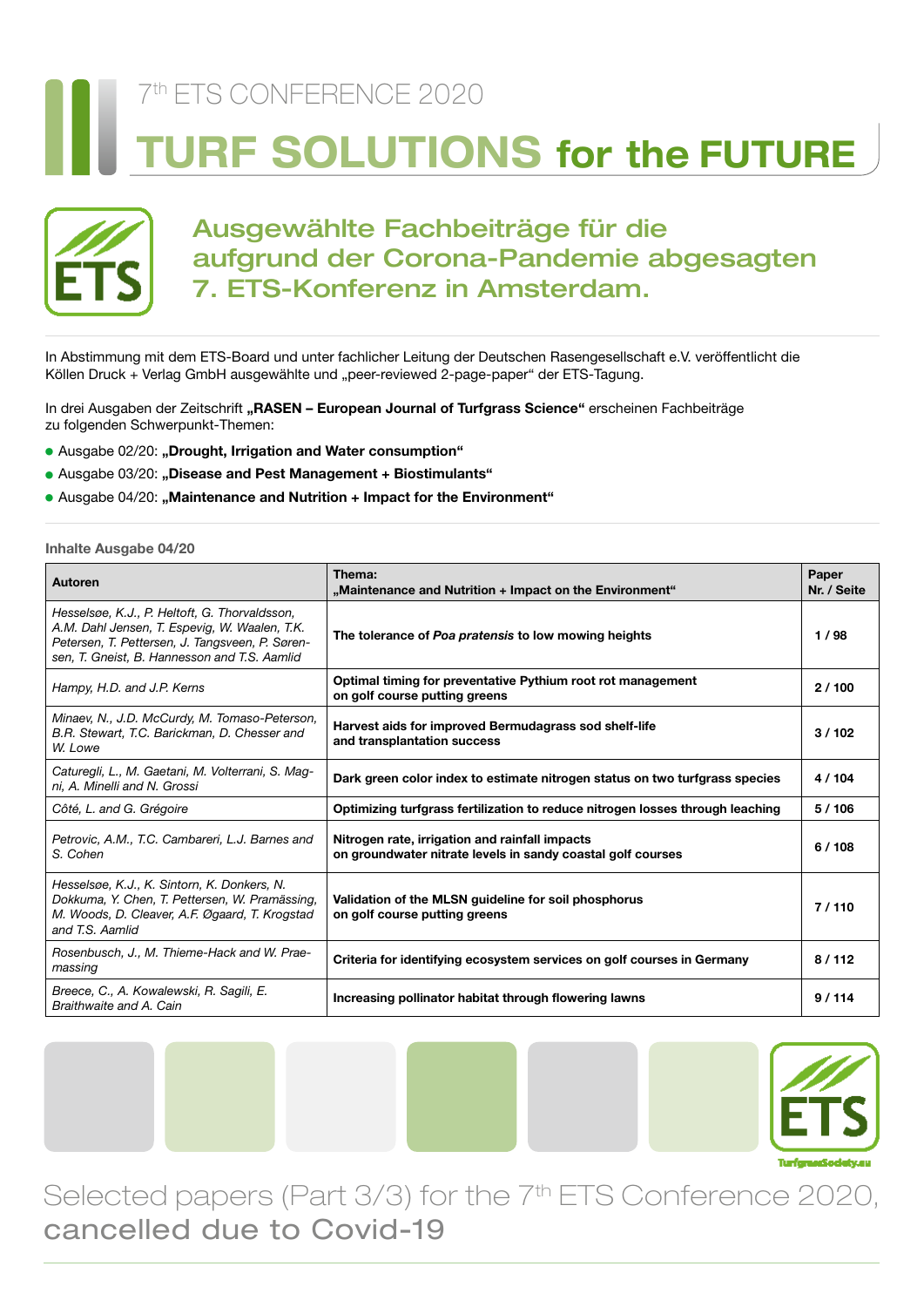7th ETS CONFERENCE 2020

# TURF SOLUTIONS for the FUTURE

## Ausgewählte Fachbeiträge für die aufgrund der Corona-Pandemie abgesagten 7. ETS-Konferenz in Amsterdam.

In Abstimmung mit dem ETS-Board und unter fachlicher Leitung der Deutschen Rasengesellschaft e.V. veröffentlicht die Köllen Druck + Verlag GmbH ausgewählte und „peer-reviewed 2-page-paper" der ETS-Tagung.

In drei Ausgaben der Zeitschrift **„RASEN – European Journal of Turfgrass Science"** erscheinen Fachbeiträge zu folgenden Schwerpunkt-Themen:

- Ausgabe 02/20: **„Drought, Irrigation and Water consumption"**
- Ausgabe 03/20: **„Disease and Pest Management + Biostimulants"**
- Ausgabe 04/20: **„Maintenance and Nutrition + Impact for the Environment"**

**Inhalte Ausgabe 04/20**

| Autoren | Thema: „Maintenance and Nutrition + Impact on the Environment" | Paper Nr. / Seite |
|---|---|---|
| *Hesselsøe, K.J., P. Heltoft, G. Thorvaldsson, A.M. Dahl Jensen, T. Espevig, W. Waalen, T.K. Petersen, T. Pettersen, J. Tangsveen, P. Sørensen, T. Gneist, B. Hannesson and T.S. Aamlid* | **The tolerance of *Poa pratensis* to low mowing heights** | **1 / 98** |
| *Hampy, H.D. and J.P. Kerns* | **Optimal timing for preventative Pythium root rot management on golf course putting greens** | **2 / 100** |
| *Minaev, N., J.D. McCurdy, M. Tomaso-Peterson, B.R. Stewart, T.C. Barickman, D. Chesser and W. Lowe* | **Harvest aids for improved Bermudagrass sod shelf-life and transplantation success** | **3 / 102** |
| *Caturegli, L., M. Gaetani, M. Volterrani, S. Magni, A. Minelli and N. Grossi* | **Dark green color index to estimate nitrogen status on two turfgrass species** | **4 / 104** |
| *Côté, L. and G. Grégoire* | **Optimizing turfgrass fertilization to reduce nitrogen losses through leaching** | **5 / 106** |
| *Petrovic, A.M., T.C. Cambareri, L.J. Barnes and S. Cohen* | **Nitrogen rate, irrigation and rainfall impacts on groundwater nitrate levels in sandy coastal golf courses** | **6 / 108** |
| *Hesselsøe, K.J., K. Sintorn, K. Donkers, N. Dokkuma, Y. Chen, T. Pettersen, W. Pramässing, M. Woods, D. Cleaver, A.F. Øgaard, T. Krogstad and T.S. Aamlid* | **Validation of the MLSN guideline for soil phosphorus on golf course putting greens** | **7 / 110** |
| *Rosenbusch, J., M. Thieme-Hack and W. Praemassing* | **Criteria for identifying ecosystem services on golf courses in Germany** | **8 / 112** |
| *Breece, C., A. Kowalewski, R. Sagili, E. Braithwaite and A. Cain* | **Increasing pollinator habitat through flowering lawns** | **9 / 114** |

TurfgrassSociety.eu

Selected papers (Part 3/3) for the 7th ETS Conference 2020, cancelled due to Covid-19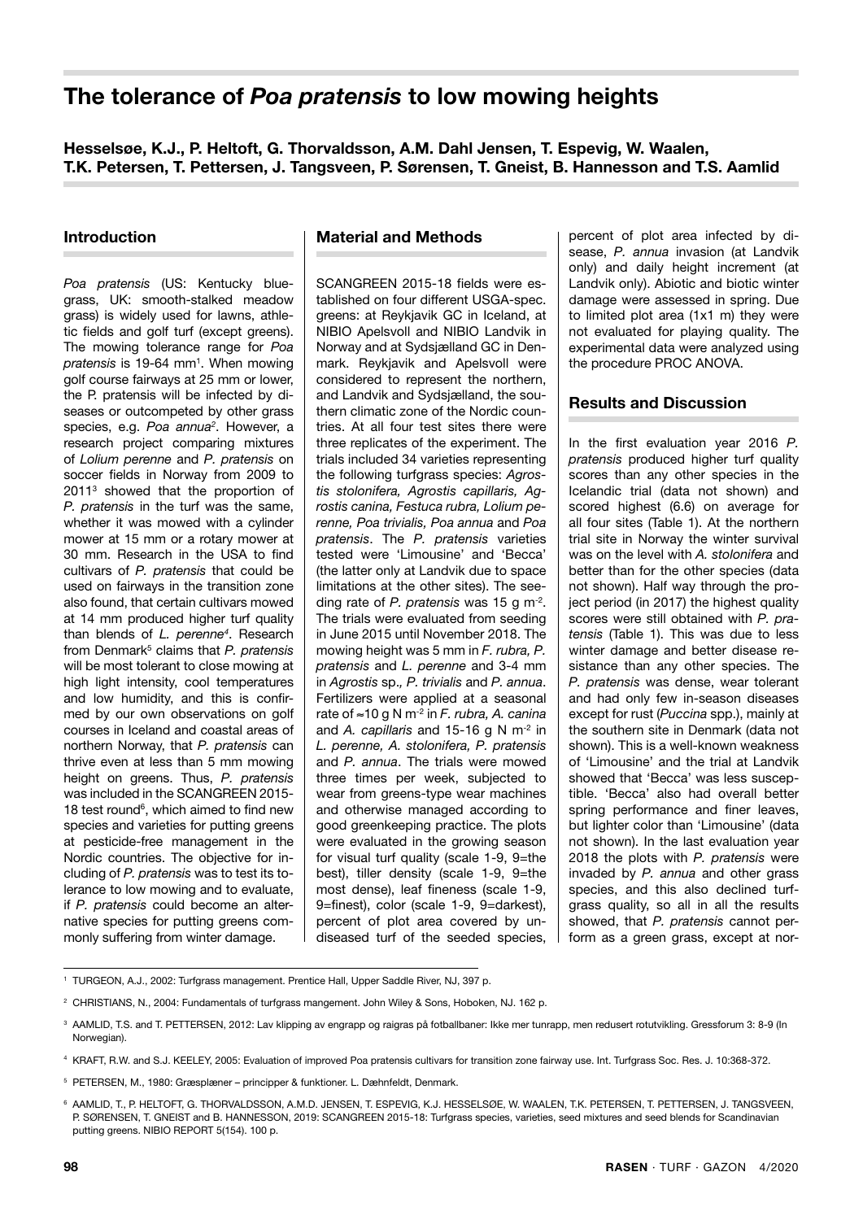# The tolerance of *Poa pratensis* to low mowing heights

**Hesselsøe, K.J., P. Heltoft, G. Thorvaldsson, A.M. Dahl Jensen, T. Espevig, W. Waalen, T.K. Petersen, T. Pettersen, J. Tangsveen, P. Sørensen, T. Gneist, B. Hannesson and T.S. Aamlid**

## Introduction

*Poa pratensis* (US: Kentucky bluegrass, UK: smooth-stalked meadow grass) is widely used for lawns, athletic fields and golf turf (except greens). The mowing tolerance range for *Poa pratensis* is 19-64 mm[1]. When mowing golf course fairways at 25 mm or lower, the P. pratensis will be infected by diseases or outcompeted by other grass species, e.g. *Poa annua*[2]. However, a research project comparing mixtures of *Lolium perenne* and *P. pratensis* on soccer fields in Norway from 2009 to 2011[3] showed that the proportion of *P. pratensis* in the turf was the same, whether it was mowed with a cylinder mower at 15 mm or a rotary mower at 30 mm. Research in the USA to find cultivars of *P. pratensis* that could be used on fairways in the transition zone also found, that certain cultivars mowed at 14 mm produced higher turf quality than blends of *L. perenne*[4]. Research from Denmark[5] claims that *P. pratensis* will be most tolerant to close mowing at high light intensity, cool temperatures and low humidity, and this is confirmed by our own observations on golf courses in Iceland and coastal areas of northern Norway, that *P. pratensis* can thrive even at less than 5 mm mowing height on greens. Thus, *P. pratensis* was included in the SCANGREEN 2015-18 test round[6], which aimed to find new species and varieties for putting greens at pesticide-free management in the Nordic countries. The objective for including of *P. pratensis* was to test its tolerance to low mowing and to evaluate, if *P. pratensis* could become an alternative species for putting greens commonly suffering from winter damage.

## Material and Methods

SCANGREEN 2015-18 fields were established on four different USGA-spec. greens: at Reykjavik GC in Iceland, at NIBIO Apelsvoll and NIBIO Landvik in Norway and at Sydsjælland GC in Denmark. Reykjavik and Apelsvoll were considered to represent the northern, and Landvik and Sydsjælland, the southern climatic zone of the Nordic countries. At all four test sites there were three replicates of the experiment. The trials included 34 varieties representing the following turfgrass species: *Agrostis stolonifera, Agrostis capillaris, Agrostis canina, Festuca rubra, Lolium perenne, Poa trivialis, Poa annua* and *Poa pratensis*. The *P. pratensis* varieties tested were 'Limousine' and 'Becca' (the latter only at Landvik due to space limitations at the other sites). The seeding rate of *P. pratensis* was 15 g $m^{-2}$. The trials were evaluated from seeding in June 2015 until November 2018. The mowing height was 5 mm in *F. rubra, P. pratensis* and *L. perenne* and 3-4 mm in *Agrostis* sp.*, P. trivialis* and *P. annua*. Fertilizers were applied at a seasonal rate of ≈10 g N $m^{-2}$ in *F. rubra, A. canina* and *A. capillaris* and 15-16 g N $m^{-2}$ in *L. perenne, A. stolonifera, P. pratensis* and *P. annua*. The trials were mowed three times per week, subjected to wear from greens-type wear machines and otherwise managed according to good greenkeeping practice. The plots were evaluated in the growing season for visual turf quality (scale 1-9, 9=the best), tiller density (scale 1-9, 9=the most dense), leaf fineness (scale 1-9, 9=finest), color (scale 1-9, 9=darkest), percent of plot area covered by undiseased turf of the seeded species, percent of plot area infected by disease, *P. annua* invasion (at Landvik only) and daily height increment (at Landvik only). Abiotic and biotic winter damage were assessed in spring. Due to limited plot area (1x1 m) they were not evaluated for playing quality. The experimental data were analyzed using the procedure PROC ANOVA.

## Results and Discussion

In the first evaluation year 2016 *P. pratensis* produced higher turf quality scores than any other species in the Icelandic trial (data not shown) and scored highest (6.6) on average for all four sites (Table 1). At the northern trial site in Norway the winter survival was on the level with *A. stolonifera* and better than for the other species (data not shown). Half way through the project period (in 2017) the highest quality scores were still obtained with *P. pratensis* (Table 1). This was due to less winter damage and better disease resistance than any other species. The *P. pratensis* was dense, wear tolerant and had only few in-season diseases except for rust (*Puccina* spp.), mainly at the southern site in Denmark (data not shown). This is a well-known weakness of 'Limousine' and the trial at Landvik showed that 'Becca' was less susceptible. 'Becca' also had overall better spring performance and finer leaves, but lighter color than 'Limousine' (data not shown). In the last evaluation year 2018 the plots with *P. pratensis* were invaded by *P. annua* and other grass species, and this also declined turfgrass quality, so all in all the results showed, that *P. pratensis* cannot perform as a green grass, except at nor-

---

[1] TURGEON, A.J., 2002: Turfgrass management. Prentice Hall, Upper Saddle River, NJ, 397 p.

[2] CHRISTIANS, N., 2004: Fundamentals of turfgrass mangement. John Wiley & Sons, Hoboken, NJ. 162 p.

[3] AAMLID, T.S. and T. PETTERSEN, 2012: Lav klipping av engrapp og raigras på fotballbaner: Ikke mer tunrapp, men redusert rotutvikling. Gressforum 3: 8-9 (In Norwegian).

[4] KRAFT, R.W. and S.J. KEELEY, 2005: Evaluation of improved Poa pratensis cultivars for transition zone fairway use. Int. Turfgrass Soc. Res. J. 10:368-372.

[5] PETERSEN, M., 1980: Græsplæner – principper & funktioner. L. Dæhnfeldt, Denmark.

[6] AAMLID, T., P. HELTOFT, G. THORVALDSSON, A.M.D. JENSEN, T. ESPEVIG, K.J. HESSELSØE, W. WAALEN, T.K. PETERSEN, T. PETTERSEN, J. TANGSVEEN, P. SØRENSEN, T. GNEIST and B. HANNESSON, 2019: SCANGREEN 2015-18: Turfgrass species, varieties, seed mixtures and seed blends for Scandinavian putting greens. NIBIO REPORT 5(154). 100 p.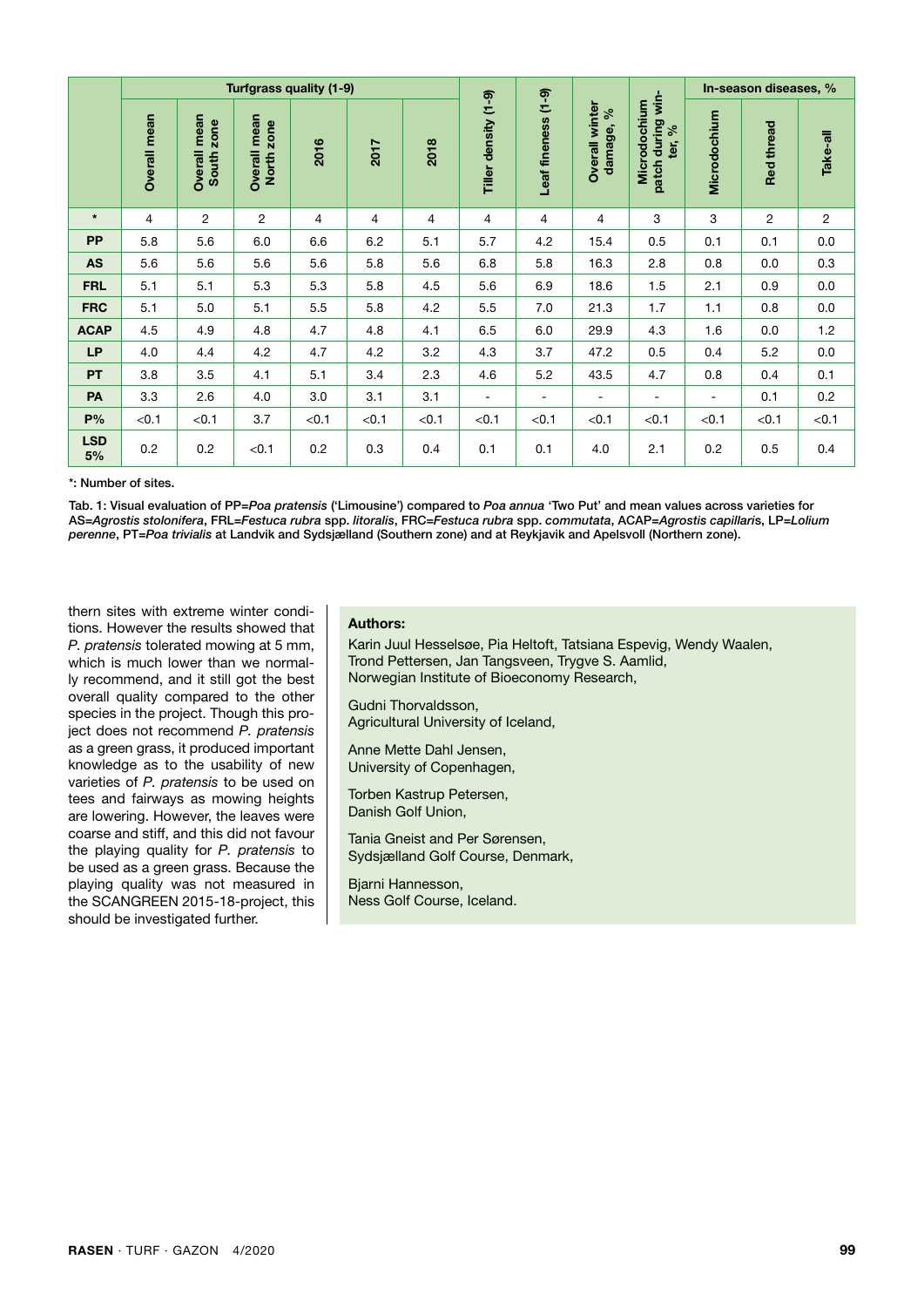| | Turfgrass quality (1-9) | | | | | | Tiller density (1-9) | Leaf fineness (1-9) | Overall winter damage, % | Microdochium patch during winter, % | In-season diseases, % | | |
|---|---|---|---|---|---|---|---|---|---|---|---|---|---|
| | Overall mean | Overall mean South zone | Overall mean North zone | 2016 | 2017 | 2018 | | | | | Microdochium | Red thread | Take-all |
| * | 4 | 2 | 2 | 4 | 4 | 4 | 4 | 4 | 4 | 3 | 3 | 2 | 2 |
| **PP** | 5.8 | 5.6 | 6.0 | 6.6 | 6.2 | 5.1 | 5.7 | 4.2 | 15.4 | 0.5 | 0.1 | 0.1 | 0.0 |
| **AS** | 5.6 | 5.6 | 5.6 | 5.6 | 5.8 | 5.6 | 6.8 | 5.8 | 16.3 | 2.8 | 0.8 | 0.0 | 0.3 |
| **FRL** | 5.1 | 5.1 | 5.3 | 5.3 | 5.8 | 4.5 | 5.6 | 6.9 | 18.6 | 1.5 | 2.1 | 0.9 | 0.0 |
| **FRC** | 5.1 | 5.0 | 5.1 | 5.5 | 5.8 | 4.2 | 5.5 | 7.0 | 21.3 | 1.7 | 1.1 | 0.8 | 0.0 |
| **ACAP** | 4.5 | 4.9 | 4.8 | 4.7 | 4.8 | 4.1 | 6.5 | 6.0 | 29.9 | 4.3 | 1.6 | 0.0 | 1.2 |
| **LP** | 4.0 | 4.4 | 4.2 | 4.7 | 4.2 | 3.2 | 4.3 | 3.7 | 47.2 | 0.5 | 0.4 | 5.2 | 0.0 |
| **PT** | 3.8 | 3.5 | 4.1 | 5.1 | 3.4 | 2.3 | 4.6 | 5.2 | 43.5 | 4.7 | 0.8 | 0.4 | 0.1 |
| **PA** | 3.3 | 2.6 | 4.0 | 3.0 | 3.1 | 3.1 | - | - | - | - | - | 0.1 | 0.2 |
| **P%** | <0.1 | <0.1 | 3.7 | <0.1 | <0.1 | <0.1 | <0.1 | <0.1 | <0.1 | <0.1 | <0.1 | <0.1 | <0.1 |
| **LSD 5%** | 0.2 | 0.2 | <0.1 | 0.2 | 0.3 | 0.4 | 0.1 | 0.1 | 4.0 | 2.1 | 0.2 | 0.5 | 0.4 |

*: Number of sites.

Tab. 1: Visual evaluation of PP=*Poa pratensis* ('Limousine') compared to *Poa annua* 'Two Put' and mean values across varieties for AS=*Agrostis stolonifera*, FRL=*Festuca rubra* spp. *litoralis*, FRC=*Festuca rubra* spp. *commutata*, ACAP=*Agrostis capillaris*, LP=*Lolium perenne*, PT=*Poa trivialis* at Landvik and Sydsjælland (Southern zone) and at Reykjavik and Apelsvoll (Northern zone).

thern sites with extreme winter conditions. However the results showed that *P. pratensis* tolerated mowing at 5 mm, which is much lower than we normally recommend, and it still got the best overall quality compared to the other species in the project. Though this project does not recommend *P. pratensis* as a green grass, it produced important knowledge as to the usability of new varieties of *P. pratensis* to be used on tees and fairways as mowing heights are lowering. However, the leaves were coarse and stiff, and this did not favour the playing quality for *P. pratensis* to be used as a green grass. Because the playing quality was not measured in the SCANGREEN 2015-18-project, this should be investigated further.

**Authors:**

Karin Juul Hesselsøe, Pia Heltoft, Tatsiana Espevig, Wendy Waalen, Trond Pettersen, Jan Tangsveen, Trygve S. Aamlid,
Norwegian Institute of Bioeconomy Research,

Gudni Thorvaldsson,
Agricultural University of Iceland,

Anne Mette Dahl Jensen,
University of Copenhagen,

Torben Kastrup Petersen,
Danish Golf Union,

Tania Gneist and Per Sørensen,
Sydsjælland Golf Course, Denmark,

Bjarni Hannesson,
Ness Golf Course, Iceland.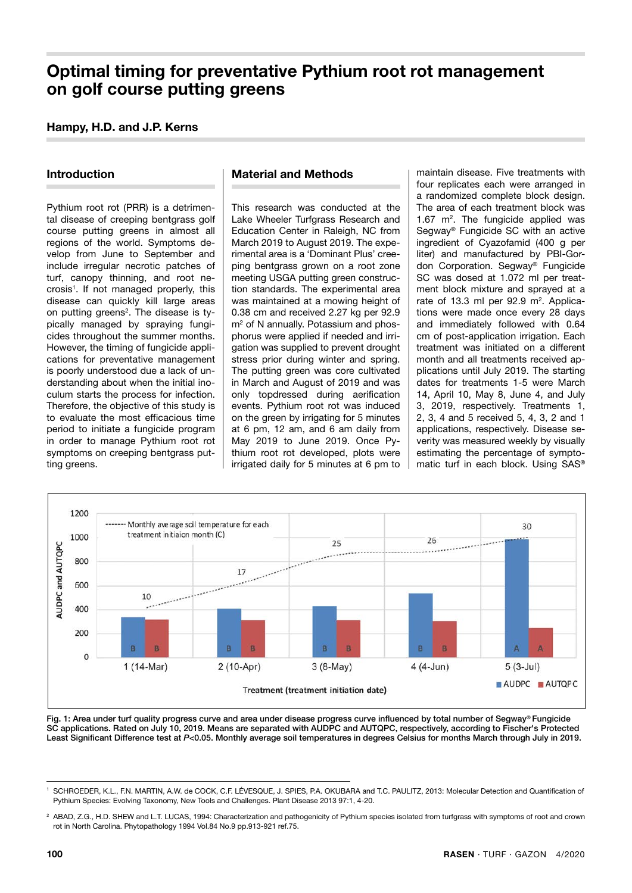# Optimal timing for preventative Pythium root rot management on golf course putting greens

**Hampy, H.D. and J.P. Kerns**

## Introduction

Pythium root rot (PRR) is a detrimental disease of creeping bentgrass golf course putting greens in almost all regions of the world. Symptoms develop from June to September and include irregular necrotic patches of turf, canopy thinning, and root necrosis[1]. If not managed properly, this disease can quickly kill large areas on putting greens[2]. The disease is typically managed by spraying fungicides throughout the summer months. However, the timing of fungicide applications for preventative management is poorly understood due a lack of understanding about when the initial inoculum starts the process for infection. Therefore, the objective of this study is to evaluate the most efficacious time period to initiate a fungicide program in order to manage Pythium root rot symptoms on creeping bentgrass putting greens.

## Material and Methods

This research was conducted at the Lake Wheeler Turfgrass Research and Education Center in Raleigh, NC from March 2019 to August 2019. The experimental area is a 'Dominant Plus' creeping bentgrass grown on a root zone meeting USGA putting green construction standards. The experimental area was maintained at a mowing height of 0.38 cm and received 2.27 kg per 92.9 m² of N annually. Potassium and phosphorus were applied if needed and irrigation was supplied to prevent drought stress prior during winter and spring. The putting green was core cultivated in March and August of 2019 and was only topdressed during aerification events. Pythium root rot was induced on the green by irrigating for 5 minutes at 6 pm, 12 am, and 6 am daily from May 2019 to June 2019. Once Pythium root rot developed, plots were irrigated daily for 5 minutes at 6 pm to maintain disease. Five treatments with four replicates each were arranged in a randomized complete block design. The area of each treatment block was 1.67 m². The fungicide applied was Segway® Fungicide SC with an active ingredient of Cyazofamid (400 g per liter) and manufactured by PBI-Gordon Corporation. Segway® Fungicide SC was dosed at 1.072 ml per treatment block mixture and sprayed at a rate of 13.3 ml per 92.9 m². Applications were made once every 28 days and immediately followed with 0.64 cm of post-application irrigation. Each treatment was initiated on a different month and all treatments received applications until July 2019. The starting dates for treatments 1-5 were March 14, April 10, May 8, June 4, and July 3, 2019, respectively. Treatments 1, 2, 3, 4 and 5 received 5, 4, 3, 2 and 1 applications, respectively. Disease severity was measured weekly by visually estimating the percentage of symptomatic turf in each block. Using SAS®

Fig. 1: Area under turf quality progress curve and area under disease progress curve influenced by total number of Segway® Fungicide SC applications. Rated on July 10, 2019. Means are separated with AUDPC and AUTQPC, respectively, according to Fischer's Protected Least Significant Difference test at $P<0.05$. Monthly average soil temperatures in degrees Celsius for months March through July in 2019.

[1] SCHROEDER, K.L., F.N. MARTIN, A.W. de COCK, C.F. LÉVESQUE, J. SPIES, P.A. OKUBARA and T.C. PAULITZ, 2013: Molecular Detection and Quantification of Pythium Species: Evolving Taxonomy, New Tools and Challenges. Plant Disease 2013 97:1, 4-20.

[2] ABAD, Z.G., H.D. SHEW and L.T. LUCAS, 1994: Characterization and pathogenicity of Pythium species isolated from turfgrass with symptoms of root and crown rot in North Carolina. Phytopathology 1994 Vol.84 No.9 pp.913-921 ref.75.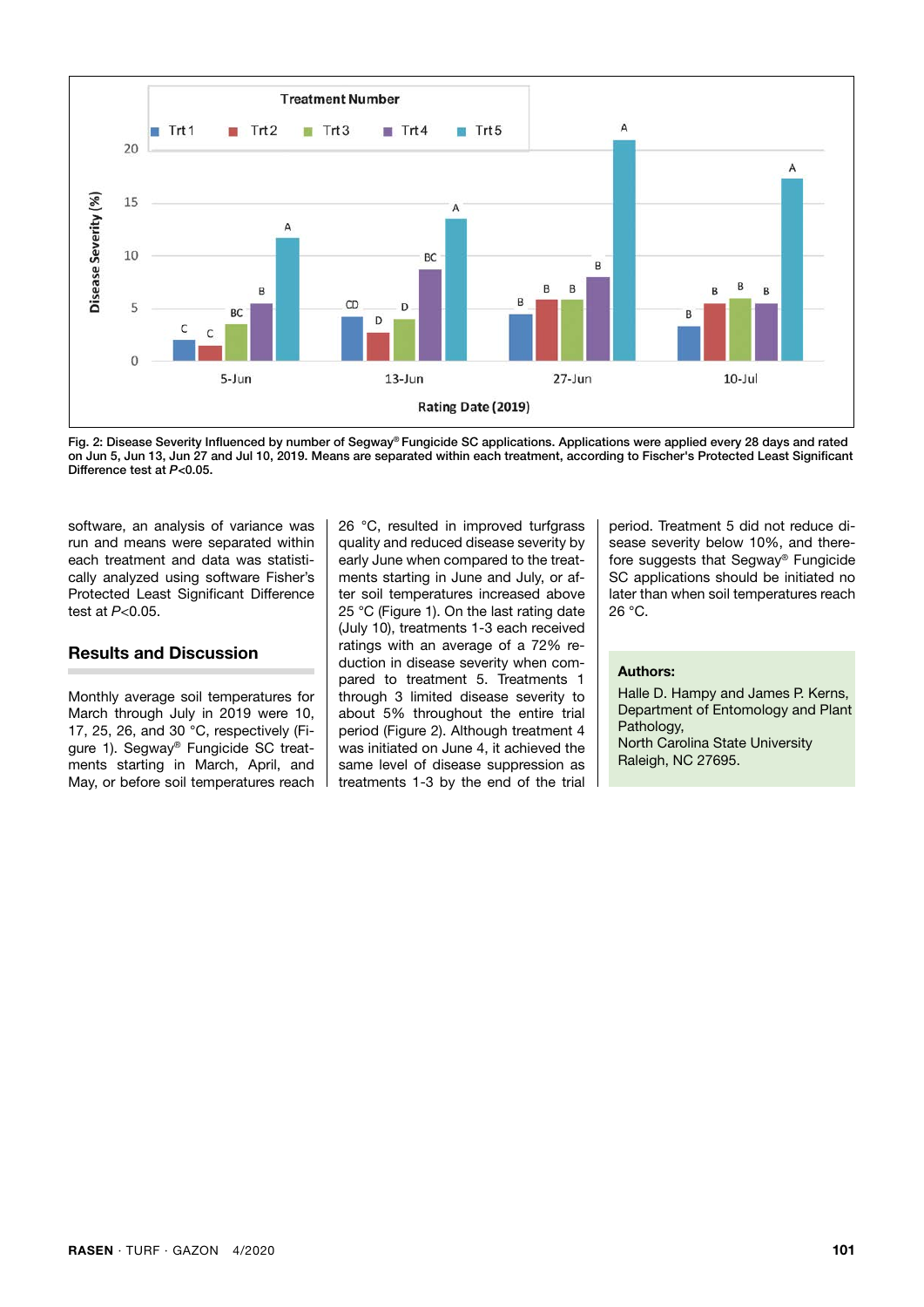Fig. 2: Disease Severity Influenced by number of Segway® Fungicide SC applications. Applications were applied every 28 days and rated on Jun 5, Jun 13, Jun 27 and Jul 10, 2019. Means are separated within each treatment, according to Fischer's Protected Least Significant Difference test at $P<0.05$.

software, an analysis of variance was run and means were separated within each treatment and data was statistically analyzed using software Fisher's Protected Least Significant Difference test at $P<0.05$.

## Results and Discussion

Monthly average soil temperatures for March through July in 2019 were 10, 17, 25, 26, and 30 °C, respectively (Figure 1). Segway® Fungicide SC treatments starting in March, April, and May, or before soil temperatures reach 26 °C, resulted in improved turfgrass quality and reduced disease severity by early June when compared to the treatments starting in June and July, or after soil temperatures increased above 25 °C (Figure 1). On the last rating date (July 10), treatments 1-3 each received ratings with an average of a 72% reduction in disease severity when compared to treatment 5. Treatments 1 through 3 limited disease severity to about 5% throughout the entire trial period (Figure 2). Although treatment 4 was initiated on June 4, it achieved the same level of disease suppression as treatments 1-3 by the end of the trial period. Treatment 5 did not reduce disease severity below 10%, and therefore suggests that Segway® Fungicide SC applications should be initiated no later than when soil temperatures reach 26 °C.

**Authors:**

Halle D. Hampy and James P. Kerns,
Department of Entomology and Plant Pathology,
North Carolina State University
Raleigh, NC 27695.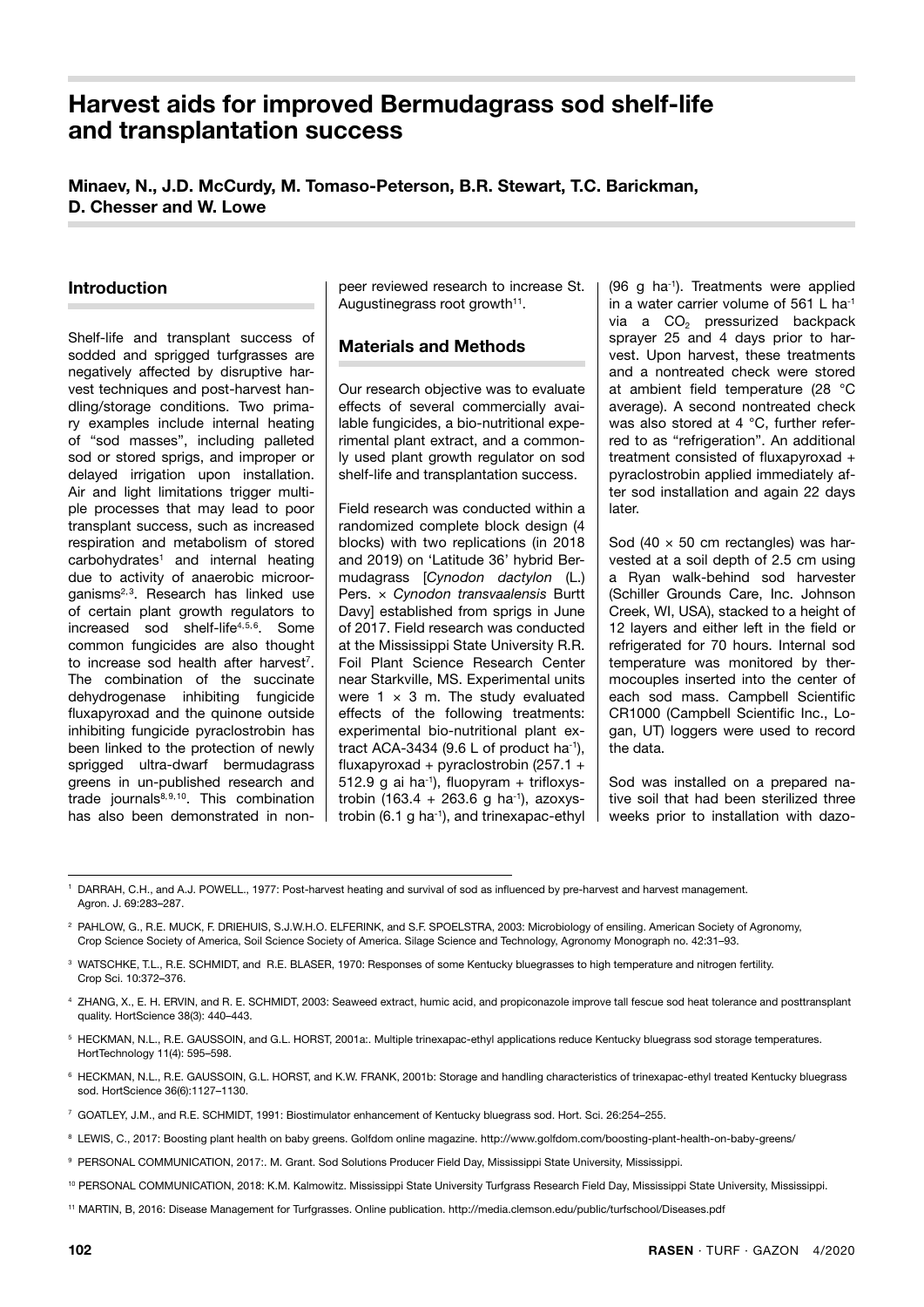# Harvest aids for improved Bermudagrass sod shelf-life and transplantation success

**Minaev, N., J.D. McCurdy, M. Tomaso-Peterson, B.R. Stewart, T.C. Barickman, D. Chesser and W. Lowe**

## Introduction

Shelf-life and transplant success of sodded and sprigged turfgrasses are negatively affected by disruptive harvest techniques and post-harvest handling/storage conditions. Two primary examples include internal heating of "sod masses", including palleted sod or stored sprigs, and improper or delayed irrigation upon installation. Air and light limitations trigger multiple processes that may lead to poor transplant success, such as increased respiration and metabolism of stored carbohydrates[1] and internal heating due to activity of anaerobic microorganisms[2,3]. Research has linked use of certain plant growth regulators to increased sod shelf-life[4,5,6]. Some common fungicides are also thought to increase sod health after harvest[7]. The combination of the succinate dehydrogenase inhibiting fungicide fluxapyroxad and the quinone outside inhibiting fungicide pyraclostrobin has been linked to the protection of newly sprigged ultra-dwarf bermudagrass greens in un-published research and trade journals[8,9,10]. This combination has also been demonstrated in non-peer reviewed research to increase St. Augustinegrass root growth[11].

## Materials and Methods

Our research objective was to evaluate effects of several commercially available fungicides, a bio-nutritional experimental plant extract, and a commonly used plant growth regulator on sod shelf-life and transplantation success.

Field research was conducted within a randomized complete block design (4 blocks) with two replications (in 2018 and 2019) on 'Latitude 36' hybrid Bermudagrass [*Cynodon dactylon* (L.) Pers. × *Cynodon transvaalensis* Burtt Davy] established from sprigs in June of 2017. Field research was conducted at the Mississippi State University R.R. Foil Plant Science Research Center near Starkville, MS. Experimental units were 1 × 3 m. The study evaluated effects of the following treatments: experimental bio-nutritional plant extract ACA-3434 (9.6 L of product ha$^{-1}$), fluxapyroxad + pyraclostrobin (257.1 + 512.9 g ai ha$^{-1}$), fluopyram + trifloxystrobin (163.4 + 263.6 g ha$^{-1}$), azoxystrobin (6.1 g ha$^{-1}$), and trinexapac-ethyl (96 g ha$^{-1}$). Treatments were applied in a water carrier volume of 561 L ha$^{-1}$ via a $CO_2$ pressurized backpack sprayer 25 and 4 days prior to harvest. Upon harvest, these treatments and a nontreated check were stored at ambient field temperature (28 °C average). A second nontreated check was also stored at 4 °C, further referred to as "refrigeration". An additional treatment consisted of fluxapyroxad + pyraclostrobin applied immediately after sod installation and again 22 days later.

Sod (40 × 50 cm rectangles) was harvested at a soil depth of 2.5 cm using a Ryan walk-behind sod harvester (Schiller Grounds Care, Inc. Johnson Creek, WI, USA), stacked to a height of 12 layers and either left in the field or refrigerated for 70 hours. Internal sod temperature was monitored by thermocouples inserted into the center of each sod mass. Campbell Scientific CR1000 (Campbell Scientific Inc., Logan, UT) loggers were used to record the data.

Sod was installed on a prepared native soil that had been sterilized three weeks prior to installation with dazo-

---

[1] DARRAH, C.H., and A.J. POWELL., 1977: Post-harvest heating and survival of sod as influenced by pre-harvest and harvest management. Agron. J. 69:283–287.

[2] PAHLOW, G., R.E. MUCK, F. DRIEHUIS, S.J.W.H.O. ELFERINK, and S.F. SPOELSTRA, 2003: Microbiology of ensiling. American Society of Agronomy, Crop Science Society of America, Soil Science Society of America. Silage Science and Technology, Agronomy Monograph no. 42:31–93.

[3] WATSCHKE, T.L., R.E. SCHMIDT, and R.E. BLASER, 1970: Responses of some Kentucky bluegrasses to high temperature and nitrogen fertility. Crop Sci. 10:372–376.

[4] ZHANG, X., E. H. ERVIN, and R. E. SCHMIDT, 2003: Seaweed extract, humic acid, and propiconazole improve tall fescue sod heat tolerance and posttransplant quality. HortScience 38(3): 440–443.

[5] HECKMAN, N.L., R.E. GAUSSOIN, and G.L. HORST, 2001a:. Multiple trinexapac-ethyl applications reduce Kentucky bluegrass sod storage temperatures. HortTechnology 11(4): 595–598.

[6] HECKMAN, N.L., R.E. GAUSSOIN, G.L. HORST, and K.W. FRANK, 2001b: Storage and handling characteristics of trinexapac-ethyl treated Kentucky bluegrass sod. HortScience 36(6):1127–1130.

[7] GOATLEY, J.M., and R.E. SCHMIDT, 1991: Biostimulator enhancement of Kentucky bluegrass sod. Hort. Sci. 26:254–255.

[8] LEWIS, C., 2017: Boosting plant health on baby greens. Golfdom online magazine. http://www.golfdom.com/boosting-plant-health-on-baby-greens/

[9] PERSONAL COMMUNICATION, 2017:. M. Grant. Sod Solutions Producer Field Day, Mississippi State University, Mississippi.

[10] PERSONAL COMMUNICATION, 2018: K.M. Kalmowitz. Mississippi State University Turfgrass Research Field Day, Mississippi State University, Mississippi.

[11] MARTIN, B, 2016: Disease Management for Turfgrasses. Online publication. http://media.clemson.edu/public/turfschool/Diseases.pdf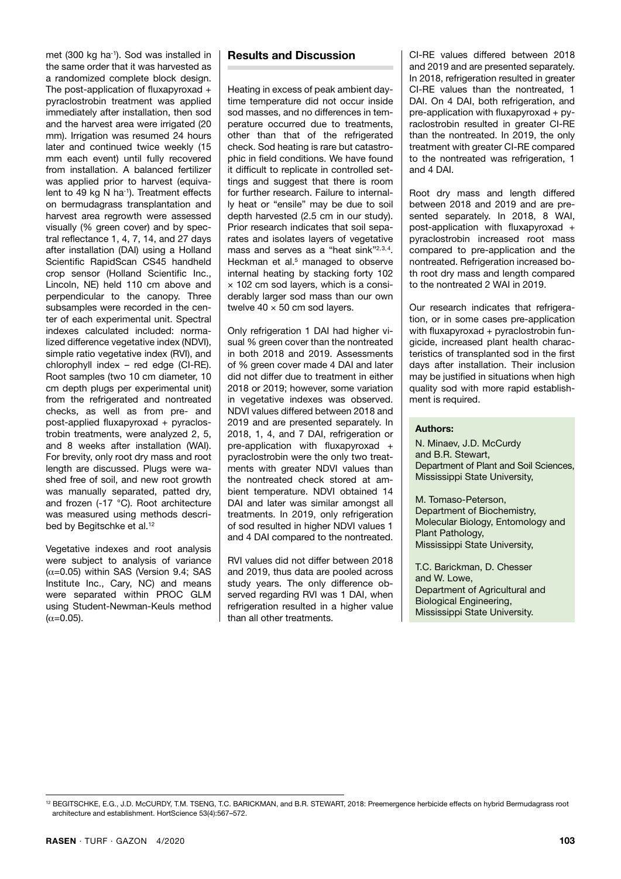met (300 kg ha$^{-1}$). Sod was installed in the same order that it was harvested as a randomized complete block design. The post-application of fluxapyroxad + pyraclostrobin treatment was applied immediately after installation, then sod and the harvest area were irrigated (20 mm). Irrigation was resumed 24 hours later and continued twice weekly (15 mm each event) until fully recovered from installation. A balanced fertilizer was applied prior to harvest (equivalent to 49 kg N ha$^{-1}$). Treatment effects on bermudagrass transplantation and harvest area regrowth were assessed visually (% green cover) and by spectral reflectance 1, 4, 7, 14, and 27 days after installation (DAI) using a Holland Scientific RapidScan CS45 handheld crop sensor (Holland Scientific Inc., Lincoln, NE) held 110 cm above and perpendicular to the canopy. Three subsamples were recorded in the center of each experimental unit. Spectral indexes calculated included: normalized difference vegetative index (NDVI), simple ratio vegetative index (RVI), and chlorophyll index – red edge (CI-RE). Root samples (two 10 cm diameter, 10 cm depth plugs per experimental unit) from the refrigerated and nontreated checks, as well as from pre- and post-applied fluxapyroxad + pyraclostrobin treatments, were analyzed 2, 5, and 8 weeks after installation (WAI). For brevity, only root dry mass and root length are discussed. Plugs were washed free of soil, and new root growth was manually separated, patted dry, and frozen (-17 °C). Root architecture was measured using methods described by Begitschke et al.[12]

Vegetative indexes and root analysis were subject to analysis of variance ($\alpha$=0.05) within SAS (Version 9.4; SAS Institute Inc., Cary, NC) and means were separated within PROC GLM using Student-Newman-Keuls method ($\alpha$=0.05).

## Results and Discussion

Heating in excess of peak ambient daytime temperature did not occur inside sod masses, and no differences in temperature occurred due to treatments, other than that of the refrigerated check. Sod heating is rare but catastrophic in field conditions. We have found it difficult to replicate in controlled settings and suggest that there is room for further research. Failure to internally heat or "ensile" may be due to soil depth harvested (2.5 cm in our study). Prior research indicates that soil separates and isolates layers of vegetative mass and serves as a "heat sink"[2,3,4]. Heckman et al.[5] managed to observe internal heating by stacking forty 102 × 102 cm sod layers, which is a considerably larger sod mass than our own twelve 40 × 50 cm sod layers.

Only refrigeration 1 DAI had higher visual % green cover than the nontreated in both 2018 and 2019. Assessments of % green cover made 4 DAI and later did not differ due to treatment in either 2018 or 2019; however, some variation in vegetative indexes was observed. NDVI values differed between 2018 and 2019 and are presented separately. In 2018, 1, 4, and 7 DAI, refrigeration or pre-application with fluxapyroxad + pyraclostrobin were the only two treatments with greater NDVI values than the nontreated check stored at ambient temperature. NDVI obtained 14 DAI and later was similar amongst all treatments. In 2019, only refrigeration of sod resulted in higher NDVI values 1 and 4 DAI compared to the nontreated.

RVI values did not differ between 2018 and 2019, thus data are pooled across study years. The only difference observed regarding RVI was 1 DAI, when refrigeration resulted in a higher value than all other treatments.

CI-RE values differed between 2018 and 2019 and are presented separately. In 2018, refrigeration resulted in greater CI-RE values than the nontreated, 1 DAI. On 4 DAI, both refrigeration, and pre-application with fluxapyroxad + pyraclostrobin resulted in greater CI-RE than the nontreated. In 2019, the only treatment with greater CI-RE compared to the nontreated was refrigeration, 1 and 4 DAI.

Root dry mass and length differed between 2018 and 2019 and are presented separately. In 2018, 8 WAI, post-application with fluxapyroxad + pyraclostrobin increased root mass compared to pre-application and the nontreated. Refrigeration increased both root dry mass and length compared to the nontreated 2 WAI in 2019.

Our research indicates that refrigeration, or in some cases pre-application with fluxapyroxad + pyraclostrobin fungicide, increased plant health characteristics of transplanted sod in the first days after installation. Their inclusion may be justified in situations when high quality sod with more rapid establishment is required.

**Authors:**

N. Minaev, J.D. McCurdy and B.R. Stewart, Department of Plant and Soil Sciences, Mississippi State University,

M. Tomaso-Peterson, Department of Biochemistry, Molecular Biology, Entomology and Plant Pathology, Mississippi State University,

T.C. Barickman, D. Chesser and W. Lowe, Department of Agricultural and Biological Engineering, Mississippi State University.

---

[12] BEGITSCHKE, E.G., J.D. McCURDY, T.M. TSENG, T.C. BARICKMAN, and B.R. STEWART, 2018: Preemergence herbicide effects on hybrid Bermudagrass root architecture and establishment. HortScience 53(4):567–572.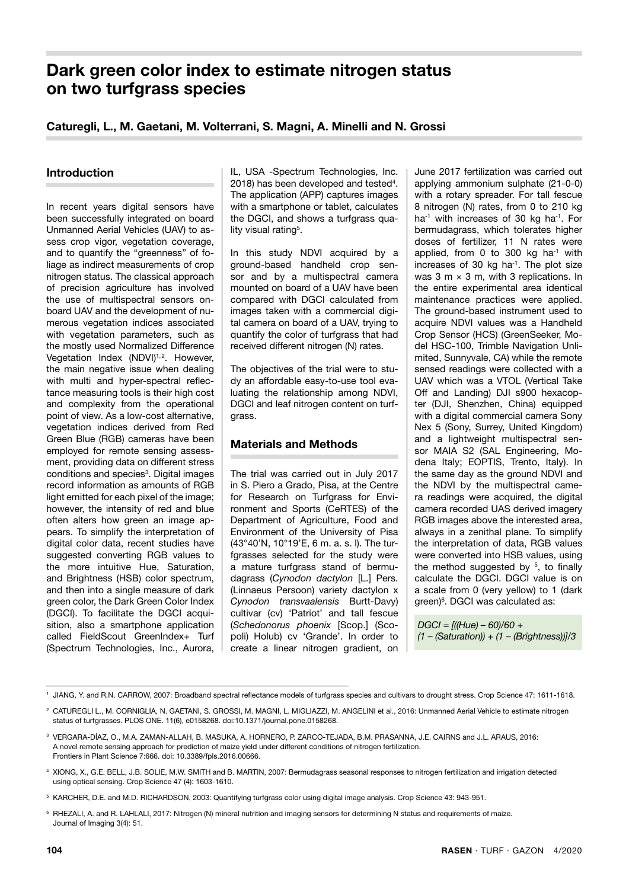# Dark green color index to estimate nitrogen status on two turfgrass species

**Caturegli, L., M. Gaetani, M. Volterrani, S. Magni, A. Minelli and N. Grossi**

## Introduction

In recent years digital sensors have been successfully integrated on board Unmanned Aerial Vehicles (UAV) to assess crop vigor, vegetation coverage, and to quantify the "greenness" of foliage as indirect measurements of crop nitrogen status. The classical approach of precision agriculture has involved the use of multispectral sensors onboard UAV and the development of numerous vegetation indices associated with vegetation parameters, such as the mostly used Normalized Difference Vegetation Index (NDVI)[1,2]. However, the main negative issue when dealing with multi and hyper-spectral reflectance measuring tools is their high cost and complexity from the operational point of view. As a low-cost alternative, vegetation indices derived from Red Green Blue (RGB) cameras have been employed for remote sensing assessment, providing data on different stress conditions and species[3]. Digital images record information as amounts of RGB light emitted for each pixel of the image; however, the intensity of red and blue often alters how green an image appears. To simplify the interpretation of digital color data, recent studies have suggested converting RGB values to the more intuitive Hue, Saturation, and Brightness (HSB) color spectrum, and then into a single measure of dark green color, the Dark Green Color Index (DGCI). To facilitate the DGCI acquisition, also a smartphone application called FieldScout GreenIndex+ Turf (Spectrum Technologies, Inc., Aurora, IL, USA -Spectrum Technologies, Inc. 2018) has been developed and tested[4]. The application (APP) captures images with a smartphone or tablet, calculates the DGCI, and shows a turfgrass quality visual rating[5].

In this study NDVI acquired by a ground-based handheld crop sensor and by a multispectral camera mounted on board of a UAV have been compared with DGCI calculated from images taken with a commercial digital camera on board of a UAV, trying to quantify the color of turfgrass that had received different nitrogen (N) rates.

The objectives of the trial were to study an affordable easy-to-use tool evaluating the relationship among NDVI, DGCI and leaf nitrogen content on turfgrass.

## Materials and Methods

The trial was carried out in July 2017 in S. Piero a Grado, Pisa, at the Centre for Research on Turfgrass for Environment and Sports (CeRTES) of the Department of Agriculture, Food and Environment of the University of Pisa (43°40'N, 10°19'E, 6 m. a. s. l). The turfgrasses selected for the study were a mature turfgrass stand of bermudagrass (*Cynodon dactylon* [L.] Pers. (Linnaeus Persoon) variety dactylon x *Cynodon transvaalensis* Burtt-Davy) cultivar (cv) 'Patriot' and tall fescue (*Schedonorus phoenix* [Scop.] (Scopoli) Holub) cv 'Grande'. In order to create a linear nitrogen gradient, on June 2017 fertilization was carried out applying ammonium sulphate (21-0-0) with a rotary spreader. For tall fescue 8 nitrogen (N) rates, from 0 to 210 kg ha$^{-1}$ with increases of 30 kg ha$^{-1}$. For bermudagrass, which tolerates higher doses of fertilizer, 11 N rates were applied, from 0 to 300 kg ha$^{-1}$ with increases of 30 kg ha$^{-1}$. The plot size was 3 m × 3 m, with 3 replications. In the entire experimental area identical maintenance practices were applied. The ground-based instrument used to acquire NDVI values was a Handheld Crop Sensor (HCS) (GreenSeeker, Model HSC-100, Trimble Navigation Unlimited, Sunnyvale, CA) while the remote sensed readings were collected with a UAV which was a VTOL (Vertical Take Off and Landing) DJI s900 hexacopter (DJI, Shenzhen, China) equipped with a digital commercial camera Sony Nex 5 (Sony, Surrey, United Kingdom) and a lightweight multispectral sensor MAIA S2 (SAL Engineering, Modena Italy; EOPTIS, Trento, Italy). In the same day as the ground NDVI and the NDVI by the multispectral camera readings were acquired, the digital camera recorded UAS derived imagery RGB images above the interested area, always in a zenithal plane. To simplify the interpretation of data, RGB values were converted into HSB values, using the method suggested by [5], to finally calculate the DGCI. DGCI value is on a scale from 0 (very yellow) to 1 (dark green)[6]. DGCI was calculated as:

$$DGCI = [((Hue) - 60)/60 + (1 - (Saturation)) + (1 - (Brightness))]/3$$

---

[1] JIANG, Y. and R.N. CARROW, 2007: Broadband spectral reflectance models of turfgrass species and cultivars to drought stress. Crop Science 47: 1611-1618.

[2] CATUREGLI L., M. CORNIGLIA, N. GAETANI, S. GROSSI, M. MAGNI, L. MIGLIAZZI, M. ANGELINI et al., 2016: Unmanned Aerial Vehicle to estimate nitrogen status of turfgrasses. PLOS ONE. 11(6), e0158268. doi:10.1371/journal.pone.0158268.

[3] VERGARA-DÍAZ, O., M.A. ZAMAN-ALLAH, B. MASUKA, A. HORNERO, P. ZARCO-TEJADA, B.M. PRASANNA, J.E. CAIRNS and J.L. ARAUS, 2016: A novel remote sensing approach for prediction of maize yield under different conditions of nitrogen fertilization. Frontiers in Plant Science 7:666. doi: 10.3389/fpls.2016.00666.

[4] XIONG, X., G.E. BELL, J.B. SOLIE, M.W. SMITH and B. MARTIN, 2007: Bermudagrass seasonal responses to nitrogen fertilization and irrigation detected using optical sensing. Crop Science 47 (4): 1603-1610.

[5] KARCHER, D.E. and M.D. RICHARDSON, 2003: Quantifying turfgrass color using digital image analysis. Crop Science 43: 943-951.

[6] RHEZALI, A. and R. LAHLALI, 2017: Nitrogen (N) mineral nutrition and imaging sensors for determining N status and requirements of maize. Journal of Imaging 3(4): 51.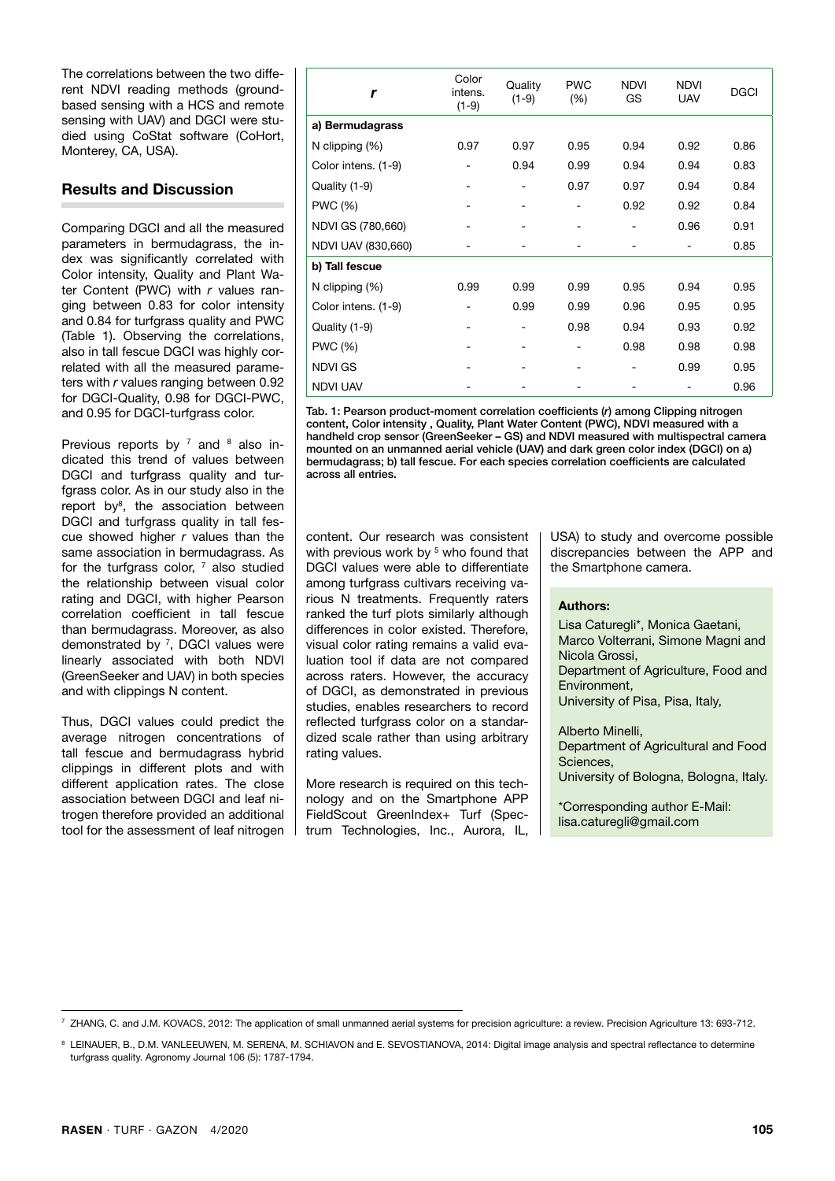The correlations between the two different NDVI reading methods (ground-based sensing with a HCS and remote sensing with UAV) and DGCI were studied using CoStat software (CoHort, Monterey, CA, USA).

## Results and Discussion

Comparing DGCI and all the measured parameters in bermudagrass, the index was significantly correlated with Color intensity, Quality and Plant Water Content (PWC) with *r* values ranging between 0.83 for color intensity and 0.84 for turfgrass quality and PWC (Table 1). Observing the correlations, also in tall fescue DGCI was highly correlated with all the measured parameters with *r* values ranging between 0.92 for DGCI-Quality, 0.98 for DGCI-PWC, and 0.95 for DGCI-turfgrass color.

Previous reports by [7] and [8] also indicated this trend of values between DGCI and turfgrass quality and turfgrass color. As in our study also in the report by[8], the association between DGCI and turfgrass quality in tall fescue showed higher *r* values than the same association in bermudagrass. As for the turfgrass color, [7] also studied the relationship between visual color rating and DGCI, with higher Pearson correlation coefficient in tall fescue than bermudagrass. Moreover, as also demonstrated by [7], DGCI values were linearly associated with both NDVI (GreenSeeker and UAV) in both species and with clippings N content.

Thus, DGCI values could predict the average nitrogen concentrations of tall fescue and bermudagrass hybrid clippings in different plots and with different application rates. The close association between DGCI and leaf nitrogen therefore provided an additional tool for the assessment of leaf nitrogen content. Our research was consistent with previous work by [5] who found that DGCI values were able to differentiate among turfgrass cultivars receiving various N treatments. Frequently raters ranked the turf plots similarly although differences in color existed. Therefore, visual color rating remains a valid evaluation tool if data are not compared across raters. However, the accuracy of DGCI, as demonstrated in previous studies, enables researchers to record reflected turfgrass color on a standardized scale rather than using arbitrary rating values.

More research is required on this technology and on the Smartphone APP FieldScout GreenIndex+ Turf (Spectrum Technologies, Inc., Aurora, IL, USA) to study and overcome possible discrepancies between the APP and the Smartphone camera.

| *r* | Color intens. (1-9) | Quality (1-9) | PWC (%) | NDVI GS | NDVI UAV | DGCI |
|---|---|---|---|---|---|---|
| **a) Bermudagrass** | | | | | | |
| N clipping (%) | 0.97 | 0.97 | 0.95 | 0.94 | 0.92 | 0.86 |
| Color intens. (1-9) | - | 0.94 | 0.99 | 0.94 | 0.94 | 0.83 |
| Quality (1-9) | - | - | 0.97 | 0.97 | 0.94 | 0.84 |
| PWC (%) | - | - | - | 0.92 | 0.92 | 0.84 |
| NDVI GS (780,660) | - | - | - | - | 0.96 | 0.91 |
| NDVI UAV (830,660) | - | - | - | - | - | 0.85 |
| **b) Tall fescue** | | | | | | |
| N clipping (%) | 0.99 | 0.99 | 0.99 | 0.95 | 0.94 | 0.95 |
| Color intens. (1-9) | - | 0.99 | 0.99 | 0.96 | 0.95 | 0.95 |
| Quality (1-9) | - | - | 0.98 | 0.94 | 0.93 | 0.92 |
| PWC (%) | - | - | - | 0.98 | 0.98 | 0.98 |
| NDVI GS | - | - | - | - | 0.99 | 0.95 |
| NDVI UAV | - | - | - | - | - | 0.96 |

**Tab. 1: Pearson product-moment correlation coefficients (*r*) among Clipping nitrogen content, Color intensity , Quality, Plant Water Content (PWC), NDVI measured with a handheld crop sensor (GreenSeeker – GS) and NDVI measured with multispectral camera mounted on an unmanned aerial vehicle (UAV) and dark green color index (DGCI) on a) bermudagrass; b) tall fescue. For each species correlation coefficients are calculated across all entries.**

**Authors:**

Lisa Caturegli*, Monica Gaetani, Marco Volterrani, Simone Magni and Nicola Grossi,
Department of Agriculture, Food and Environment,
University of Pisa, Pisa, Italy,

Alberto Minelli,
Department of Agricultural and Food Sciences,
University of Bologna, Bologna, Italy.

*Corresponding author E-Mail: lisa.caturegli@gmail.com

[7] ZHANG, C. and J.M. KOVACS, 2012: The application of small unmanned aerial systems for precision agriculture: a review. Precision Agriculture 13: 693-712.

[8] LEINAUER, B., D.M. VANLEEUWEN, M. SERENA, M. SCHIAVON and E. SEVOSTIANOVA, 2014: Digital image analysis and spectral reflectance to determine turfgrass quality. Agronomy Journal 106 (5): 1787-1794.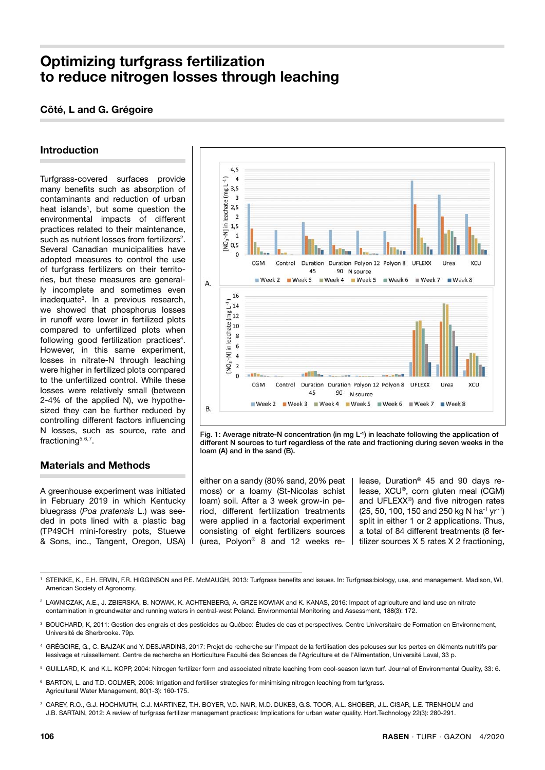# Optimizing turfgrass fertilization to reduce nitrogen losses through leaching

**Côté, L and G. Grégoire**

## Introduction

Turfgrass-covered surfaces provide many benefits such as absorption of contaminants and reduction of urban heat islands[1], but some question the environmental impacts of different practices related to their maintenance, such as nutrient losses from fertilizers[2]. Several Canadian municipalities have adopted measures to control the use of turfgrass fertilizers on their territories, but these measures are generally incomplete and sometimes even inadequate[3]. In a previous research, we showed that phosphorus losses in runoff were lower in fertilized plots compared to unfertilized plots when following good fertilization practices[4]. However, in this same experiment, losses in nitrate-N through leaching were higher in fertilized plots compared to the unfertilized control. While these losses were relatively small (between 2-4% of the applied N), we hypothesized they can be further reduced by controlling different factors influencing N losses, such as source, rate and fractioning[5,6,7].

## Materials and Methods

A greenhouse experiment was initiated in February 2019 in which Kentucky bluegrass (*Poa pratensis* L.) was seeded in pots lined with a plastic bag (TP49CH mini-forestry pots, Stuewe & Sons, inc., Tangent, Oregon, USA) either on a sandy (80% sand, 20% peat moss) or a loamy (St-Nicolas schist loam) soil. After a 3 week grow-in period, different fertilization treatments were applied in a factorial experiment consisting of eight fertilizers sources (urea, Polyon® 8 and 12 weeks release, Duration® 45 and 90 days release, XCU®, corn gluten meal (CGM) and UFLEXX®) and five nitrogen rates (25, 50, 100, 150 and 250 kg N $ha^{-1}$ $yr^{-1}$) split in either 1 or 2 applications. Thus, a total of 84 different treatments (8 fertilizer sources X 5 rates X 2 fractioning,

Fig. 1: Average nitrate-N concentration (in mg $L^{-1}$) in leachate following the application of different N sources to turf regardless of the rate and fractioning during seven weeks in the loam (A) and in the sand (B).

---

[1] STEINKE, K., E.H. ERVIN, F.R. HIGGINSON and P.E. McMAUGH, 2013: Turfgrass benefits and issues. In: Turfgrass:biology, use, and management. Madison, WI, American Society of Agronomy.

[2] LAWNICZAK, A.E., J. ZBIERSKA, B. NOWAK, K. ACHTENBERG, A. GRZE KOWIAK and K. KANAS, 2016: Impact of agriculture and land use on nitrate contamination in groundwater and running waters in central-west Poland. Environmental Monitoring and Assessment, 188(3): 172.

[3] BOUCHARD, K, 2011: Gestion des engrais et des pesticides au Québec: Études de cas et perspectives. Centre Universitaire de Formation en Environnement, Université de Sherbrooke. 79p.

[4] GRÉGOIRE, G., C. BAJZAK and Y. DESJARDINS, 2017: Projet de recherche sur l'impact de la fertilisation des pelouses sur les pertes en éléments nutritifs par lessivage et ruissellement. Centre de recherche en Horticulture Faculté des Sciences de l'Agriculture et de l'Alimentation, Université Laval, 33 p.

[5] GUILLARD, K. and K.L. KOPP, 2004: Nitrogen fertilizer form and associated nitrate leaching from cool-season lawn turf. Journal of Environmental Quality, 33: 6.

[6] BARTON, L. and T.D. COLMER, 2006: Irrigation and fertiliser strategies for minimising nitrogen leaching from turfgrass. Agricultural Water Management, 80(1-3): 160-175.

[7] CAREY, R.O., G.J. HOCHMUTH, C.J. MARTINEZ, T.H. BOYER, V.D. NAIR, M.D. DUKES, G.S. TOOR, A.L. SHOBER, J.L. CISAR, L.E. TRENHOLM and J.B. SARTAIN, 2012: A review of turfgrass fertilizer management practices: Implications for urban water quality. Hort.Technology 22(3): 280-291.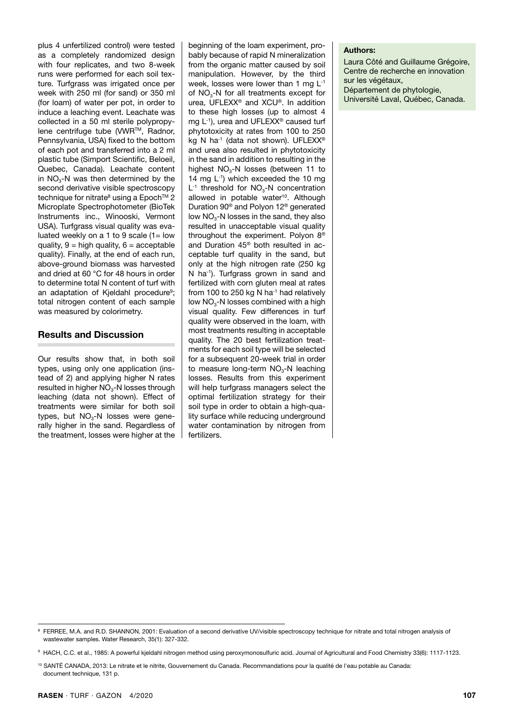plus 4 unfertilized control) were tested as a completely randomized design with four replicates, and two 8-week runs were performed for each soil texture. Turfgrass was irrigated once per week with 250 ml (for sand) or 350 ml (for loam) of water per pot, in order to induce a leaching event. Leachate was collected in a 50 ml sterile polypropylene centrifuge tube (VWR™, Radnor, Pennsylvania, USA) fixed to the bottom of each pot and transferred into a 2 ml plastic tube (Simport Scientific, Beloeil, Quebec, Canada). Leachate content in $NO_3$-N was then determined by the second derivative visible spectroscopy technique for nitrate[8] using a Epoch™ 2 Microplate Spectrophotometer (BioTek Instruments inc., Winooski, Vermont USA). Turfgrass visual quality was evaluated weekly on a 1 to 9 scale (1= low quality, 9 = high quality, 6 = acceptable quality). Finally, at the end of each run, above-ground biomass was harvested and dried at 60 °C for 48 hours in order to determine total N content of turf with an adaptation of Kjeldahl procedure[9]; total nitrogen content of each sample was measured by colorimetry.

## Results and Discussion

Our results show that, in both soil types, using only one application (instead of 2) and applying higher N rates resulted in higher $NO_3$-N losses through leaching (data not shown). Effect of treatments were similar for both soil types, but $NO_3$-N losses were generally higher in the sand. Regardless of the treatment, losses were higher at the beginning of the loam experiment, probably because of rapid N mineralization from the organic matter caused by soil manipulation. However, by the third week, losses were lower than 1 mg $L^{-1}$ of $NO_3$-N for all treatments except for urea, UFLEXX® and XCU®. In addition to these high losses (up to almost 4 mg $L^{-1}$), urea and UFLEXX® caused turf phytotoxicity at rates from 100 to 250 kg N $ha^{-1}$ (data not shown). UFLEXX® and urea also resulted in phytotoxicity in the sand in addition to resulting in the highest $NO_3$-N losses (between 11 to 14 mg $L^{-1}$) which exceeded the 10 mg $L^{-1}$ threshold for $NO_3$-N concentration allowed in potable water[10]. Although Duration 90® and Polyon 12® generated low $NO_3$-N losses in the sand, they also resulted in unacceptable visual quality throughout the experiment. Polyon 8® and Duration 45® both resulted in acceptable turf quality in the sand, but only at the high nitrogen rate (250 kg N $ha^{-1}$). Turfgrass grown in sand and fertilized with corn gluten meal at rates from 100 to 250 kg N $ha^{-1}$ had relatively low $NO_3$-N losses combined with a high visual quality. Few differences in turf quality were observed in the loam, with most treatments resulting in acceptable quality. The 20 best fertilization treatments for each soil type will be selected for a subsequent 20-week trial in order to measure long-term $NO_3$-N leaching losses. Results from this experiment will help turfgrass managers select the optimal fertilization strategy for their soil type in order to obtain a high-quality surface while reducing underground water contamination by nitrogen from fertilizers.

**Authors:**

Laura Côté and Guillaume Grégoire,
Centre de recherche en innovation sur les végétaux,
Département de phytologie,
Université Laval, Québec, Canada.

---

[8] FERREE, M.A. and R.D. SHANNON, 2001: Evaluation of a second derivative UV/visible spectroscopy technique for nitrate and total nitrogen analysis of wastewater samples. Water Research, 35(1): 327-332.

[9] HACH, C.C. et al., 1985: A powerful kjeldahl nitrogen method using peroxymonosulfuric acid. Journal of Agricultural and Food Chemistry 33(6): 1117-1123.

[10] SANTÉ CANADA, 2013: Le nitrate et le nitrite, Gouvernement du Canada. Recommandations pour la qualité de l'eau potable au Canada: document technique, 131 p.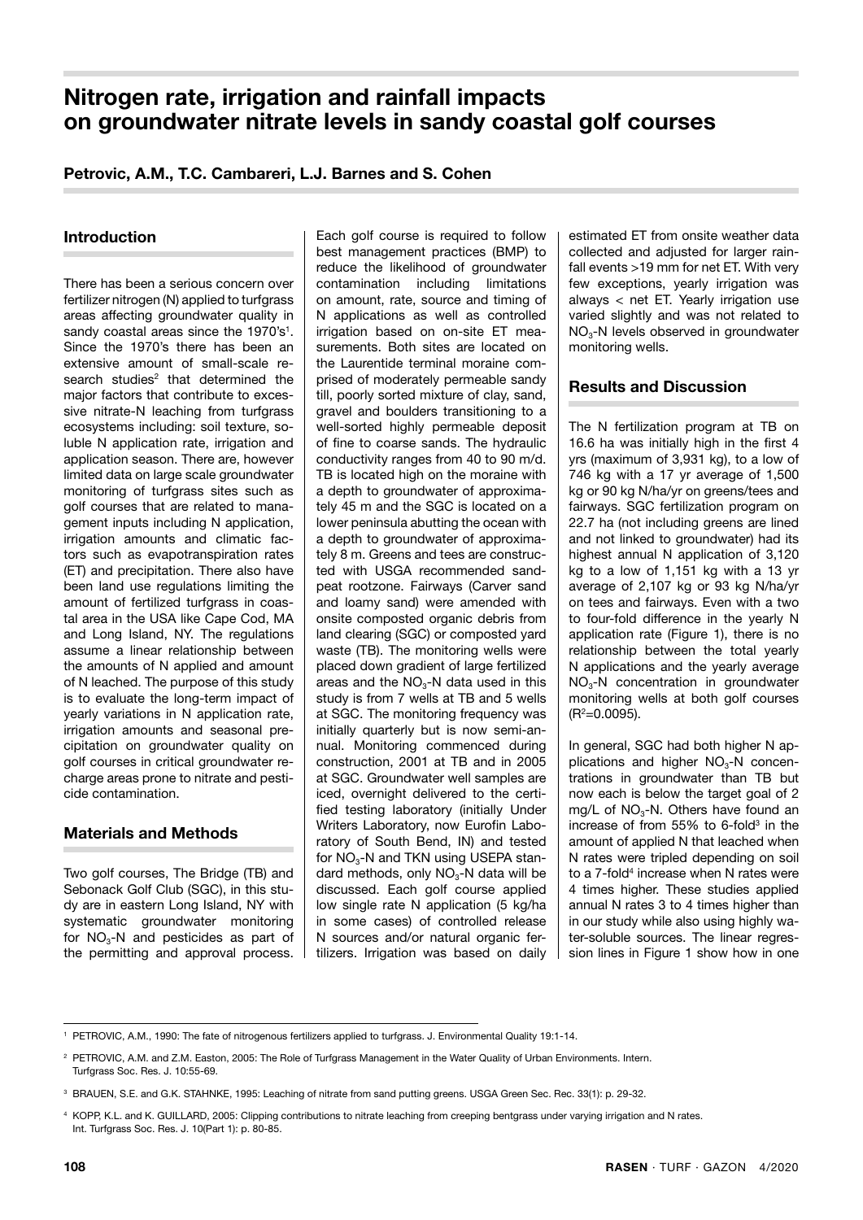# Nitrogen rate, irrigation and rainfall impacts on groundwater nitrate levels in sandy coastal golf courses

**Petrovic, A.M., T.C. Cambareri, L.J. Barnes and S. Cohen**

## Introduction

There has been a serious concern over fertilizer nitrogen (N) applied to turfgrass areas affecting groundwater quality in sandy coastal areas since the 1970's[1]. Since the 1970's there has been an extensive amount of small-scale research studies[2] that determined the major factors that contribute to excessive nitrate-N leaching from turfgrass ecosystems including: soil texture, soluble N application rate, irrigation and application season. There are, however limited data on large scale groundwater monitoring of turfgrass sites such as golf courses that are related to management inputs including N application, irrigation amounts and climatic factors such as evapotranspiration rates (ET) and precipitation. There also have been land use regulations limiting the amount of fertilized turfgrass in coastal area in the USA like Cape Cod, MA and Long Island, NY. The regulations assume a linear relationship between the amounts of N applied and amount of N leached. The purpose of this study is to evaluate the long-term impact of yearly variations in N application rate, irrigation amounts and seasonal precipitation on groundwater quality on golf courses in critical groundwater recharge areas prone to nitrate and pesticide contamination.

## Materials and Methods

Two golf courses, The Bridge (TB) and Sebonack Golf Club (SGC), in this study are in eastern Long Island, NY with systematic groundwater monitoring for $NO_3$ and pesticides as part of the permitting and approval process. Each golf course is required to follow best management practices (BMP) to reduce the likelihood of groundwater contamination including limitations on amount, rate, source and timing of N applications as well as controlled irrigation based on on-site ET measurements. Both sites are located on the Laurentide terminal moraine comprised of moderately permeable sandy till, poorly sorted mixture of clay, sand, gravel and boulders transitioning to a well-sorted highly permeable deposit of fine to coarse sands. The hydraulic conductivity ranges from 40 to 90 m/d. TB is located high on the moraine with a depth to groundwater of approximately 45 m and the SGC is located on a lower peninsula abutting the ocean with a depth to groundwater of approximately 8 m. Greens and tees are constructed with USGA recommended sand-peat rootzone. Fairways (Carver sand and loamy sand) were amended with onsite composted organic debris from land clearing (SGC) or composted yard waste (TB). The monitoring wells were placed down gradient of large fertilized areas and the $NO_3$-N data used in this study is from 7 wells at TB and 5 wells at SGC. The monitoring frequency was initially quarterly but is now semi-annual. Monitoring commenced during construction, 2001 at TB and in 2005 at SGC. Groundwater well samples are iced, overnight delivered to the certified testing laboratory (initially Under Writers Laboratory, now Eurofin Laboratory of South Bend, IN) and tested for $NO_3$-N and TKN using USEPA standard methods, only $NO_3$-N data will be discussed. Each golf course applied low single rate N application (5 kg/ha in some cases) of controlled release N sources and/or natural organic fertilizers. Irrigation was based on daily estimated ET from onsite weather data collected and adjusted for larger rainfall events >19 mm for net ET. With very few exceptions, yearly irrigation was always < net ET. Yearly irrigation use varied slightly and was not related to $NO_3$-N levels observed in groundwater monitoring wells.

## Results and Discussion

The N fertilization program at TB on 16.6 ha was initially high in the first 4 yrs (maximum of 3,931 kg), to a low of 746 kg with a 17 yr average of 1,500 kg or 90 kg N/ha/yr on greens/tees and fairways. SGC fertilization program on 22.7 ha (not including greens are lined and not linked to groundwater) had its highest annual N application of 3,120 kg to a low of 1,151 kg with a 13 yr average of 2,107 kg or 93 kg N/ha/yr on tees and fairways. Even with a two to four-fold difference in the yearly N application rate (Figure 1), there is no relationship between the total yearly N applications and the yearly average $NO_3$-N concentration in groundwater monitoring wells at both golf courses ($R^2$=0.0095).

In general, SGC had both higher N applications and higher $NO_3$-N concentrations in groundwater than TB but now each is below the target goal of 2 mg/L of $NO_3$-N. Others have found an increase of from 55% to 6-fold[3] in the amount of applied N that leached when N rates were tripled depending on soil to a 7-fold[4] increase when N rates were 4 times higher. These studies applied annual N rates 3 to 4 times higher than in our study while also using highly water-soluble sources. The linear regression lines in Figure 1 show how in one

---

[1] PETROVIC, A.M., 1990: The fate of nitrogenous fertilizers applied to turfgrass. J. Environmental Quality 19:1-14.

[2] PETROVIC, A.M. and Z.M. EASTON, 2005: The Role of Turfgrass Management in the Water Quality of Urban Environments. Intern. Turfgrass Soc. Res. J. 10:55-69.

[3] BRAUEN, S.E. and G.K. STAHNKE, 1995: Leaching of nitrate from sand putting greens. USGA Green Sec. Rec. 33(1): p. 29-32.

[4] KOPP, K.L. and K. GUILLARD, 2005: Clipping contributions to nitrate leaching from creeping bentgrass under varying irrigation and N rates. Int. Turfgrass Soc. Res. J. 10(Part 1): p. 80-85.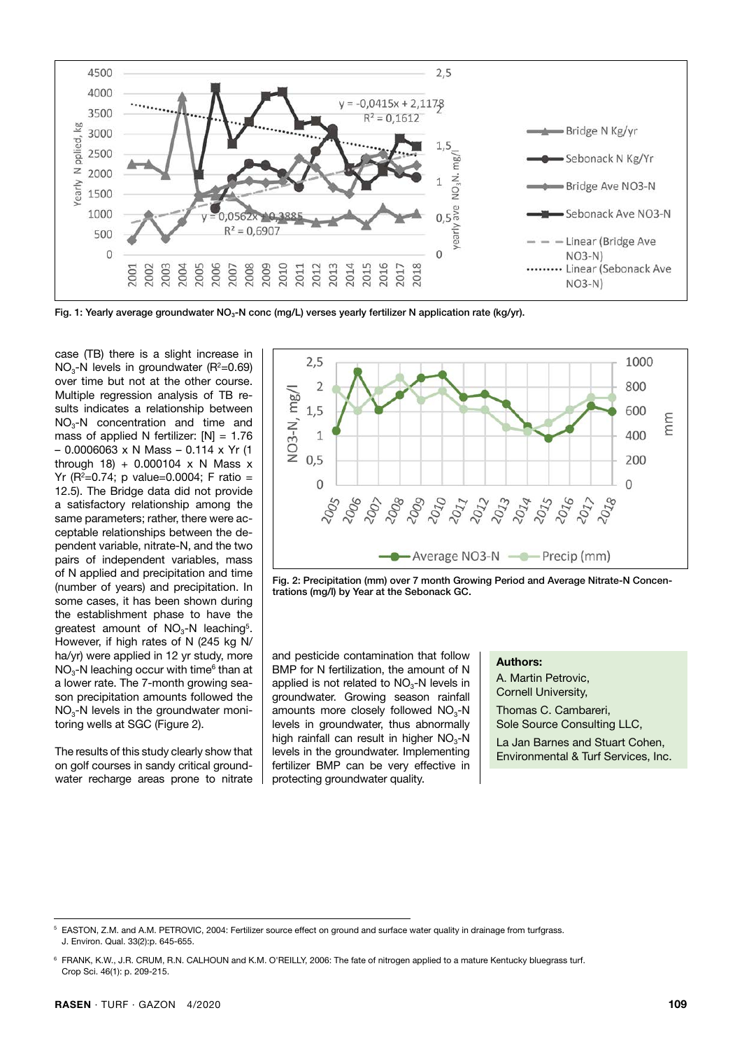Fig. 1: Yearly average groundwater $NO_3$-N conc (mg/L) verses yearly fertilizer N application rate (kg/yr).

case (TB) there is a slight increase in $NO_3$-N levels in groundwater ($R^2$=0.69) over time but not at the other course. Multiple regression analysis of TB results indicates a relationship between $NO_3$-N concentration and time and mass of applied N fertilizer: [N] = 1.76 – 0.0006063 x N Mass – 0.114 x Yr (1 through 18) + 0.000104 x N Mass x Yr ($R^2$=0.74; p value=0.0004; F ratio = 12.5). The Bridge data did not provide a satisfactory relationship among the same parameters; rather, there were acceptable relationships between the dependent variable, nitrate-N, and the two pairs of independent variables, mass of N applied and precipitation and time (number of years) and precipitation. In some cases, it has been shown during the establishment phase to have the greatest amount of $NO_3$-N leaching[5]. However, if high rates of N (245 kg N/ha/yr) were applied in 12 yr study, more $NO_3$-N leaching occur with time[6] than at a lower rate. The 7-month growing season precipitation amounts followed the $NO_3$-N levels in the groundwater monitoring wells at SGC (Figure 2).

Fig. 2: Precipitation (mm) over 7 month Growing Period and Average Nitrate-N Concentrations (mg/l) by Year at the Sebonack GC.

The results of this study clearly show that on golf courses in sandy critical groundwater recharge areas prone to nitrate and pesticide contamination that follow BMP for N fertilization, the amount of N applied is not related to $NO_3$-N levels in groundwater. Growing season rainfall amounts more closely followed $NO_3$-N levels in groundwater, thus abnormally high rainfall can result in higher $NO_3$-N levels in the groundwater. Implementing fertilizer BMP can be very effective in protecting groundwater quality.

**Authors:**

A. Martin Petrovic, Cornell University,

Thomas C. Cambareri, Sole Source Consulting LLC,

La Jan Barnes and Stuart Cohen, Environmental & Turf Services, Inc.

---

[5] EASTON, Z.M. and A.M. PETROVIC, 2004: Fertilizer source effect on ground and surface water quality in drainage from turfgrass. J. Environ. Qual. 33(2):p. 645-655.

[6] FRANK, K.W., J.R. CRUM, R.N. CALHOUN and K.M. O'REILLY, 2006: The fate of nitrogen applied to a mature Kentucky bluegrass turf. Crop Sci. 46(1): p. 209-215.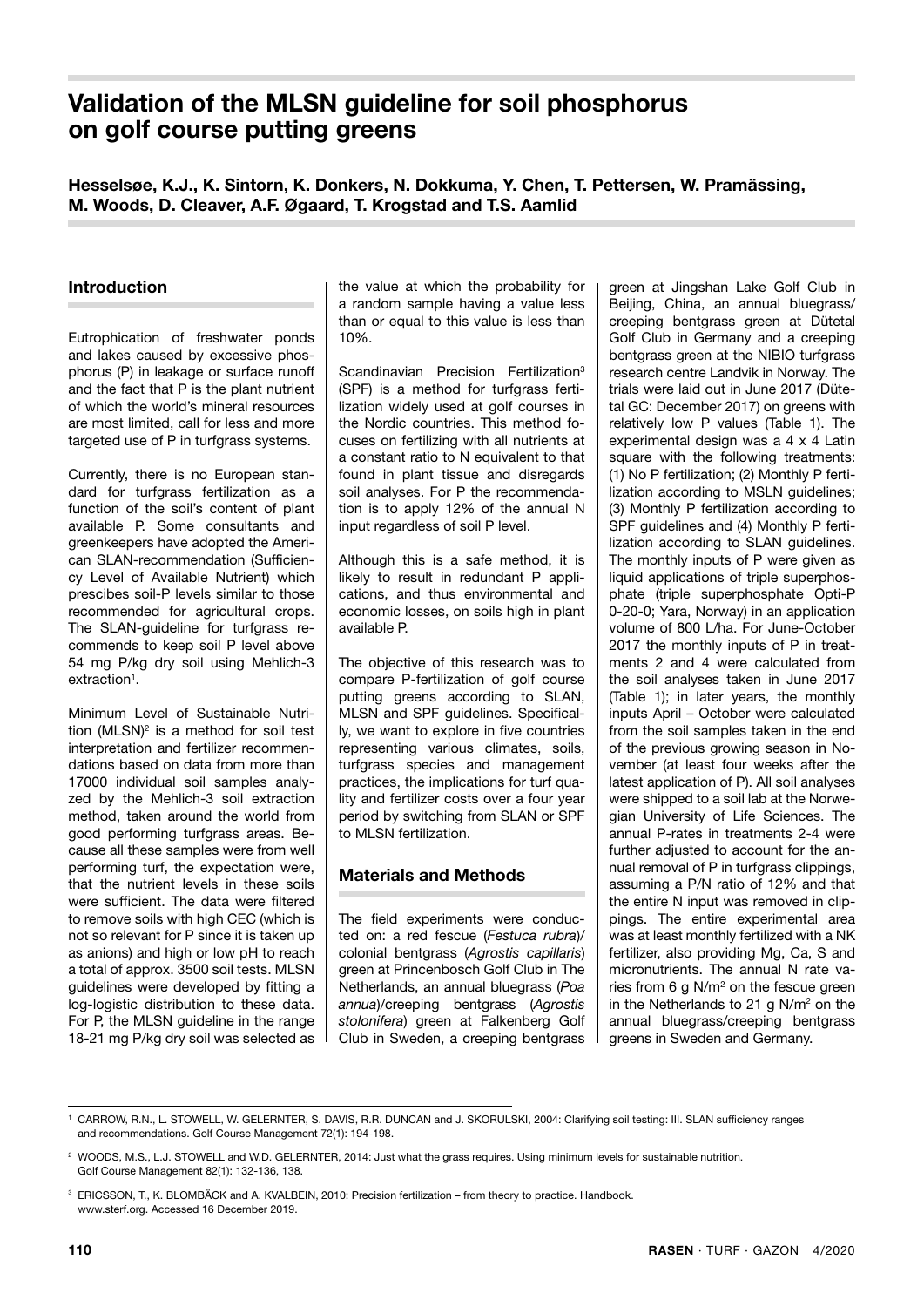# Validation of the MLSN guideline for soil phosphorus on golf course putting greens

**Hesselsøe, K.J., K. Sintorn, K. Donkers, N. Dokkuma, Y. Chen, T. Pettersen, W. Pramässing, M. Woods, D. Cleaver, A.F. Øgaard, T. Krogstad and T.S. Aamlid**

## Introduction

Eutrophication of freshwater ponds and lakes caused by excessive phosphorus (P) in leakage or surface runoff and the fact that P is the plant nutrient of which the world's mineral resources are most limited, call for less and more targeted use of P in turfgrass systems.

Currently, there is no European standard for turfgrass fertilization as a function of the soil's content of plant available P. Some consultants and greenkeepers have adopted the American SLAN-recommendation (Sufficiency Level of Available Nutrient) which prescibes soil-P levels similar to those recommended for agricultural crops. The SLAN-guideline for turfgrass recommends to keep soil P level above 54 mg P/kg dry soil using Mehlich-3 extraction[1].

Minimum Level of Sustainable Nutrition (MLSN)[2] is a method for soil test interpretation and fertilizer recommendations based on data from more than 17000 individual soil samples analyzed by the Mehlich-3 soil extraction method, taken around the world from good performing turfgrass areas. Because all these samples were from well performing turf, the expectation were, that the nutrient levels in these soils were sufficient. The data were filtered to remove soils with high CEC (which is not so relevant for P since it is taken up as anions) and high or low pH to reach a total of approx. 3500 soil tests. MLSN guidelines were developed by fitting a log-logistic distribution to these data. For P, the MLSN guideline in the range 18-21 mg P/kg dry soil was selected as the value at which the probability for a random sample having a value less than or equal to this value is less than 10%.

Scandinavian Precision Fertilization[3] (SPF) is a method for turfgrass fertilization widely used at golf courses in the Nordic countries. This method focuses on fertilizing with all nutrients at a constant ratio to N equivalent to that found in plant tissue and disregards soil analyses. For P the recommendation is to apply 12% of the annual N input regardless of soil P level.

Although this is a safe method, it is likely to result in redundant P applications, and thus environmental and economic losses, on soils high in plant available P.

The objective of this research was to compare P-fertilization of golf course putting greens according to SLAN, MLSN and SPF guidelines. Specifically, we want to explore in five countries representing various climates, soils, turfgrass species and management practices, the implications for turf quality and fertilizer costs over a four year period by switching from SLAN or SPF to MLSN fertilization.

## Materials and Methods

The field experiments were conducted on: a red fescue (*Festuca rubra*)/ colonial bentgrass (*Agrostis capillaris*) green at Princenbosch Golf Club in The Netherlands, an annual bluegrass (*Poa annua*)/creeping bentgrass (*Agrostis stolonifera*) green at Falkenberg Golf Club in Sweden, a creeping bentgrass green at Jingshan Lake Golf Club in Beijing, China, an annual bluegrass/ creeping bentgrass green at Dütetal Golf Club in Germany and a creeping bentgrass green at the NIBIO turfgrass research centre Landvik in Norway. The trials were laid out in June 2017 (Dütetal GC: December 2017) on greens with relatively low P values (Table 1). The experimental design was a 4 x 4 Latin square with the following treatments: (1) No P fertilization; (2) Monthly P fertilization according to MSLN guidelines; (3) Monthly P fertilization according to SPF guidelines and (4) Monthly P fertilization according to SLAN guidelines. The monthly inputs of P were given as liquid applications of triple superphosphate (triple superphosphate Opti-P 0-20-0; Yara, Norway) in an application volume of 800 L/ha. For June-October 2017 the monthly inputs of P in treatments 2 and 4 were calculated from the soil analyses taken in June 2017 (Table 1); in later years, the monthly inputs April – October were calculated from the soil samples taken in the end of the previous growing season in November (at least four weeks after the latest application of P). All soil analyses were shipped to a soil lab at the Norwegian University of Life Sciences. The annual P-rates in treatments 2-4 were further adjusted to account for the annual removal of P in turfgrass clippings, assuming a P/N ratio of 12% and that the entire N input was removed in clippings. The entire experimental area was at least monthly fertilized with a NK fertilizer, also providing Mg, Ca, S and micronutrients. The annual N rate varies from 6 g N/m$^2$ on the fescue green in the Netherlands to 21 g N/m$^2$ on the annual bluegrass/creeping bentgrass greens in Sweden and Germany.

---

[1] CARROW, R.N., L. STOWELL, W. GELERNTER, S. DAVIS, R.R. DUNCAN and J. SKORULSKI, 2004: Clarifying soil testing: III. SLAN sufficiency ranges and recommendations. Golf Course Management 72(1): 194-198.

[2] WOODS, M.S., L.J. STOWELL and W.D. GELERNTER, 2014: Just what the grass requires. Using minimum levels for sustainable nutrition. Golf Course Management 82(1): 132-136, 138.

[3] ERICSSON, T., K. BLOMBÄCK and A. KVALBEIN, 2010: Precision fertilization – from theory to practice. Handbook. www.sterf.org. Accessed 16 December 2019.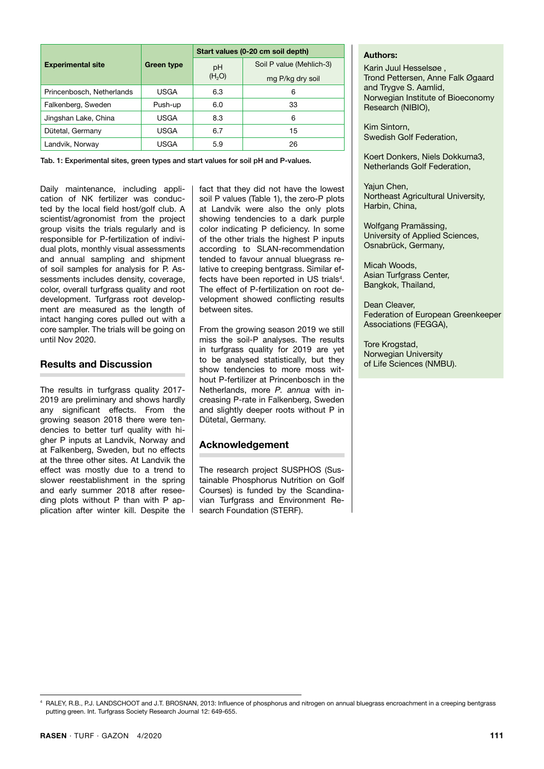| Experimental site | Green type | Start values (0-20 cm soil depth) | |
|---|---|---|---|
| | | pH ($H_2O$) | Soil P value (Mehlich-3) mg P/kg dry soil |
| Princenbosch, Netherlands | USGA | 6.3 | 6 |
| Falkenberg, Sweden | Push-up | 6.0 | 33 |
| Jingshan Lake, China | USGA | 8.3 | 6 |
| Dütetal, Germany | USGA | 6.7 | 15 |
| Landvik, Norway | USGA | 5.9 | 26 |

**Tab. 1: Experimental sites, green types and start values for soil pH and P-values.**

Daily maintenance, including application of NK fertilizer was conducted by the local field host/golf club. A scientist/agronomist from the project group visits the trials regularly and is responsible for P-fertilization of individual plots, monthly visual assessments and annual sampling and shipment of soil samples for analysis for P. Assessments includes density, coverage, color, overall turfgrass quality and root development. Turfgrass root development are measured as the length of intact hanging cores pulled out with a core sampler. The trials will be going on until Nov 2020.

## Results and Discussion

The results in turfgrass quality 2017-2019 are preliminary and shows hardly any significant effects. From the growing season 2018 there were tendencies to better turf quality with higher P inputs at Landvik, Norway and at Falkenberg, Sweden, but no effects at the three other sites. At Landvik the effect was mostly due to a trend to slower reestablishment in the spring and early summer 2018 after reseeding plots without P than with P application after winter kill. Despite the fact that they did not have the lowest soil P values (Table 1), the zero-P plots at Landvik were also the only plots showing tendencies to a dark purple color indicating P deficiency. In some of the other trials the highest P inputs according to SLAN-recommendation tended to favour annual bluegrass relative to creeping bentgrass. Similar effects have been reported in US trials[4]. The effect of P-fertilization on root development showed conflicting results between sites.

From the growing season 2019 we still miss the soil-P analyses. The results in turfgrass quality for 2019 are yet to be analysed statistically, but they show tendencies to more moss without P-fertilizer at Princenbosch in the Netherlands, more *P. annua* with increasing P-rate in Falkenberg, Sweden and slightly deeper roots without P in Dütetal, Germany.

## Acknowledgement

The research project SUSPHOS (Sustainable Phosphorus Nutrition on Golf Courses) is funded by the Scandinavian Turfgrass and Environment Research Foundation (STERF).

**Authors:**

Karin Juul Hesselsøe ,
Trond Pettersen, Anne Falk Øgaard and Trygve S. Aamlid,
Norwegian Institute of Bioeconomy Research (NIBIO),

Kim Sintorn,
Swedish Golf Federation,

Koert Donkers, Niels Dokkuma3,
Netherlands Golf Federation,

Yajun Chen,
Northeast Agricultural University, Harbin, China,

Wolfgang Pramässing,
University of Applied Sciences, Osnabrück, Germany,

Micah Woods,
Asian Turfgrass Center, Bangkok, Thailand,

Dean Cleaver,
Federation of European Greenkeeper Associations (FEGGA),

Tore Krogstad,
Norwegian University of Life Sciences (NMBU).

[4] RALEY, R.B., P.J. LANDSCHOOT and J.T. BROSNAN, 2013: Influence of phosphorus and nitrogen on annual bluegrass encroachment in a creeping bentgrass putting green. Int. Turfgrass Society Research Journal 12: 649-655.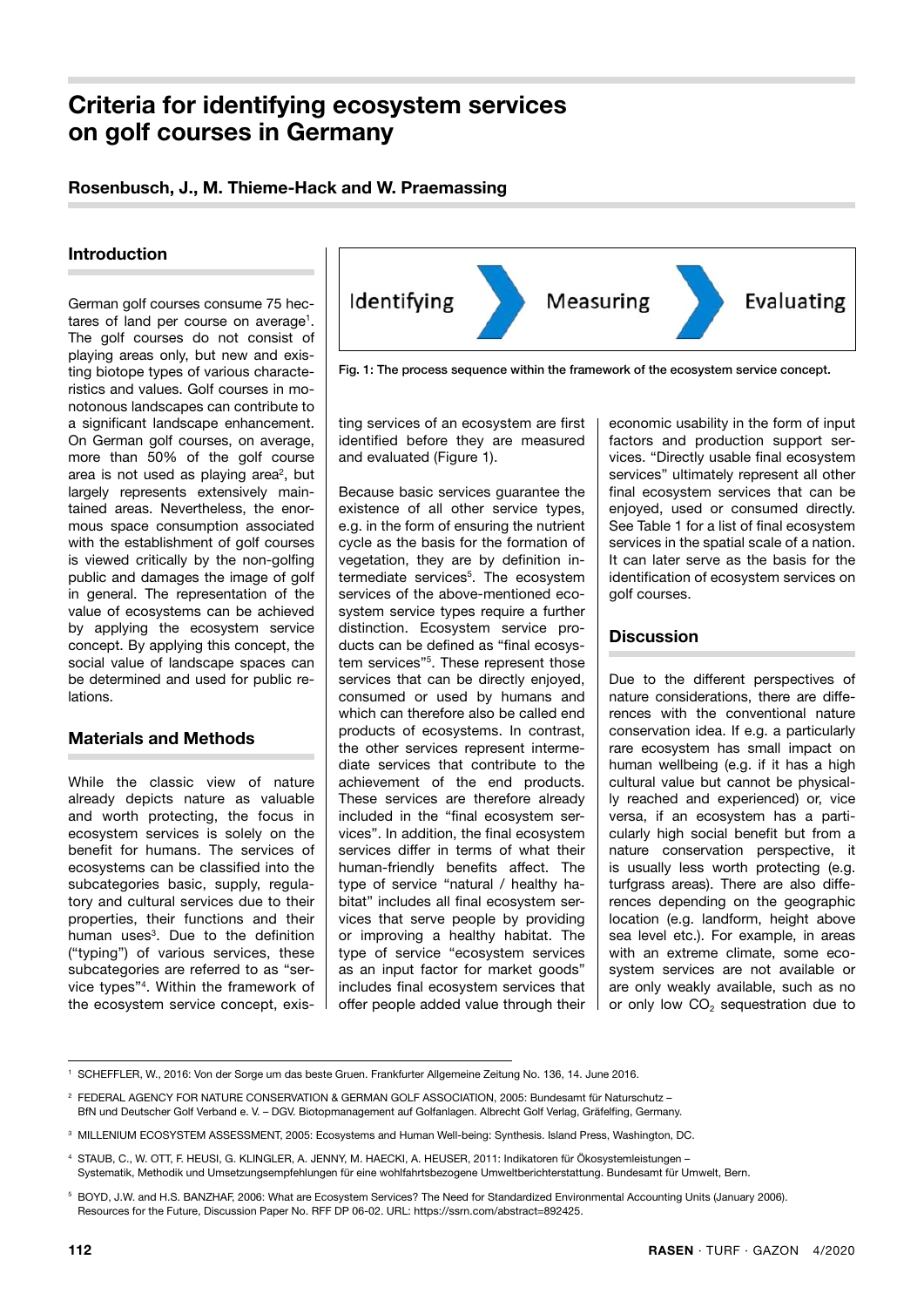# Criteria for identifying ecosystem services on golf courses in Germany

**Rosenbusch, J., M. Thieme-Hack and W. Praemassing**

## Introduction

German golf courses consume 75 hectares of land per course on average[1]. The golf courses do not consist of playing areas only, but new and existing biotope types of various characteristics and values. Golf courses in monotonous landscapes can contribute to a significant landscape enhancement. On German golf courses, on average, more than 50% of the golf course area is not used as playing area[2], but largely represents extensively maintained areas. Nevertheless, the enormous space consumption associated with the establishment of golf courses is viewed critically by the non-golfing public and damages the image of golf in general. The representation of the value of ecosystems can be achieved by applying the ecosystem service concept. By applying this concept, the social value of landscape spaces can be determined and used for public relations.

## Materials and Methods

While the classic view of nature already depicts nature as valuable and worth protecting, the focus in ecosystem services is solely on the benefit for humans. The services of ecosystems can be classified into the subcategories basic, supply, regulatory and cultural services due to their properties, their functions and their human uses[3]. Due to the definition ("typing") of various services, these subcategories are referred to as "service types"[4]. Within the framework of the ecosystem service concept, existing services of an ecosystem are first identified before they are measured and evaluated (Figure 1).

Identifying › Measuring › Evaluating

Fig. 1: The process sequence within the framework of the ecosystem service concept.

Because basic services guarantee the existence of all other service types, e.g. in the form of ensuring the nutrient cycle as the basis for the formation of vegetation, they are by definition intermediate services[5]. The ecosystem services of the above-mentioned ecosystem service types require a further distinction. Ecosystem service products can be defined as "final ecosystem services"[5]. These represent those services that can be directly enjoyed, consumed or used by humans and which can therefore also be called end products of ecosystems. In contrast, the other services represent intermediate services that contribute to the achievement of the end products. These services are therefore already included in the "final ecosystem services". In addition, the final ecosystem services differ in terms of what their human-friendly benefits affect. The type of service "natural / healthy habitat" includes all final ecosystem services that serve people by providing or improving a healthy habitat. The type of service "ecosystem services as an input factor for market goods" includes final ecosystem services that offer people added value through their economic usability in the form of input factors and production support services. "Directly usable final ecosystem services" ultimately represent all other final ecosystem services that can be enjoyed, used or consumed directly. See Table 1 for a list of final ecosystem services in the spatial scale of a nation. It can later serve as the basis for the identification of ecosystem services on golf courses.

## Discussion

Due to the different perspectives of nature considerations, there are differences with the conventional nature conservation idea. If e.g. a particularly rare ecosystem has small impact on human wellbeing (e.g. if it has a high cultural value but cannot be physically reached and experienced) or, vice versa, if an ecosystem has a particularly high social benefit but from a nature conservation perspective, it is usually less worth protecting (e.g. turfgrass areas). There are also differences depending on the geographic location (e.g. landform, height above sea level etc.). For example, in areas with an extreme climate, some ecosystem services are not available or are only weakly available, such as no or only low $CO_2$ sequestration due to

---

[1] SCHEFFLER, W., 2016: Von der Sorge um das beste Gruen. Frankfurter Allgemeine Zeitung No. 136, 14. June 2016.

[2] FEDERAL AGENCY FOR NATURE CONSERVATION & GERMAN GOLF ASSOCIATION, 2005: Bundesamt für Naturschutz – BfN und Deutscher Golf Verband e. V. – DGV. Biotopmanagement auf Golfanlagen. Albrecht Golf Verlag, Gräfelfing, Germany.

[3] MILLENIUM ECOSYSTEM ASSESSMENT, 2005: Ecosystems and Human Well-being: Synthesis. Island Press, Washington, DC.

[4] STAUB, C., W. OTT, F. HEUSI, G. KLINGLER, A. JENNY, M. HAECKI, A. HEUSER, 2011: Indikatoren für Ökosystemleistungen – Systematik, Methodik und Umsetzungsempfehlungen für eine wohlfahrtsbezogene Umweltberichterstattung. Bundesamt für Umwelt, Bern.

[5] BOYD, J.W. and H.S. BANZHAF, 2006: What are Ecosystem Services? The Need for Standardized Environmental Accounting Units (January 2006). Resources for the Future, Discussion Paper No. RFF DP 06-02. URL: https://ssrn.com/abstract=892425.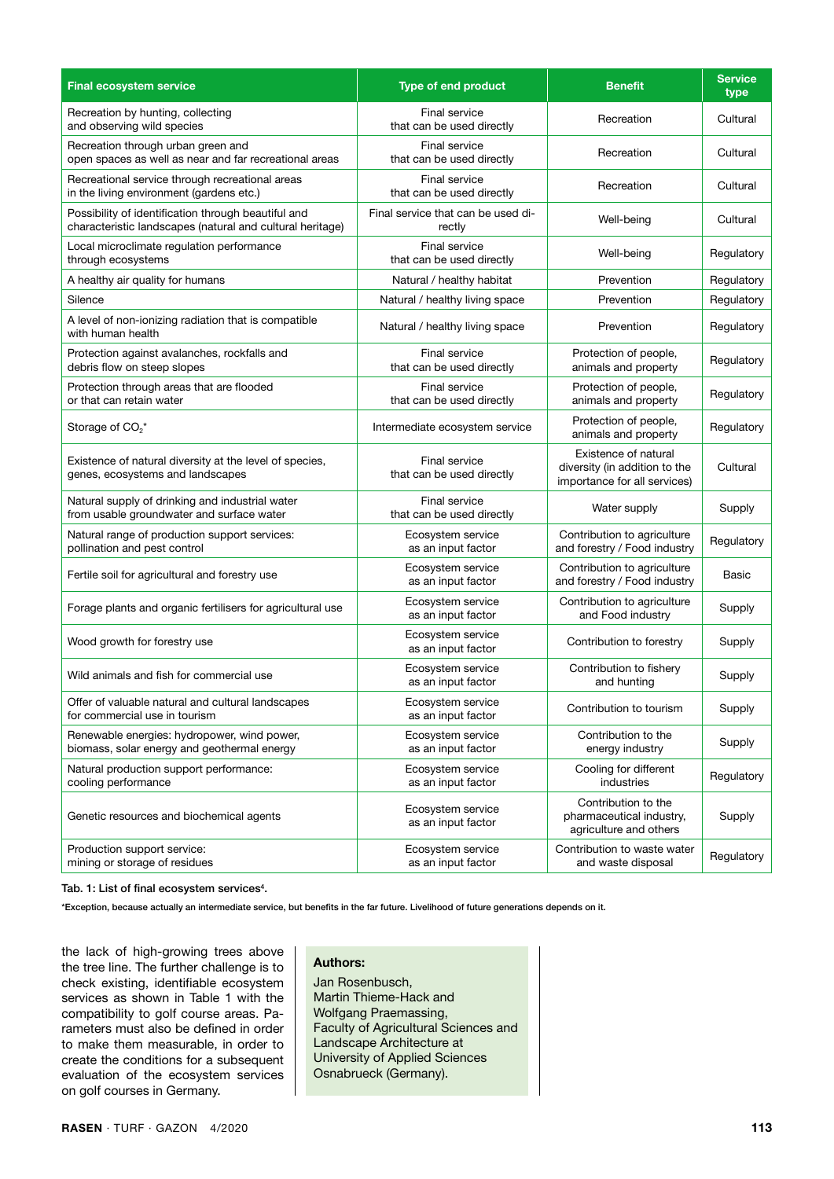| Final ecosystem service | Type of end product | Benefit | Service type |
|---|---|---|---|
| Recreation by hunting, collecting and observing wild species | Final service that can be used directly | Recreation | Cultural |
| Recreation through urban green and open spaces as well as near and far recreational areas | Final service that can be used directly | Recreation | Cultural |
| Recreational service through recreational areas in the living environment (gardens etc.) | Final service that can be used directly | Recreation | Cultural |
| Possibility of identification through beautiful and characteristic landscapes (natural and cultural heritage) | Final service that can be used directly | Well-being | Cultural |
| Local microclimate regulation performance through ecosystems | Final service that can be used directly | Well-being | Regulatory |
| A healthy air quality for humans | Natural / healthy habitat | Prevention | Regulatory |
| Silence | Natural / healthy living space | Prevention | Regulatory |
| A level of non-ionizing radiation that is compatible with human health | Natural / healthy living space | Prevention | Regulatory |
| Protection against avalanches, rockfalls and debris flow on steep slopes | Final service that can be used directly | Protection of people, animals and property | Regulatory |
| Protection through areas that are flooded or that can retain water | Final service that can be used directly | Protection of people, animals and property | Regulatory |
| Storage of $CO_2$* | Intermediate ecosystem service | Protection of people, animals and property | Regulatory |
| Existence of natural diversity at the level of species, genes, ecosystems and landscapes | Final service that can be used directly | Existence of natural diversity (in addition to the importance for all services) | Cultural |
| Natural supply of drinking and industrial water from usable groundwater and surface water | Final service that can be used directly | Water supply | Supply |
| Natural range of production support services: pollination and pest control | Ecosystem service as an input factor | Contribution to agriculture and forestry / Food industry | Regulatory |
| Fertile soil for agricultural and forestry use | Ecosystem service as an input factor | Contribution to agriculture and forestry / Food industry | Basic |
| Forage plants and organic fertilisers for agricultural use | Ecosystem service as an input factor | Contribution to agriculture and Food industry | Supply |
| Wood growth for forestry use | Ecosystem service as an input factor | Contribution to forestry | Supply |
| Wild animals and fish for commercial use | Ecosystem service as an input factor | Contribution to fishery and hunting | Supply |
| Offer of valuable natural and cultural landscapes for commercial use in tourism | Ecosystem service as an input factor | Contribution to tourism | Supply |
| Renewable energies: hydropower, wind power, biomass, solar energy and geothermal energy | Ecosystem service as an input factor | Contribution to the energy industry | Supply |
| Natural production support performance: cooling performance | Ecosystem service as an input factor | Cooling for different industries | Regulatory |
| Genetic resources and biochemical agents | Ecosystem service as an input factor | Contribution to the pharmaceutical industry, agriculture and others | Supply |
| Production support service: mining or storage of residues | Ecosystem service as an input factor | Contribution to waste water and waste disposal | Regulatory |

**Tab. 1: List of final ecosystem services[4].**

*Exception, because actually an intermediate service, but benefits in the far future. Livelihood of future generations depends on it.

the lack of high-growing trees above the tree line. The further challenge is to check existing, identifiable ecosystem services as shown in Table 1 with the compatibility to golf course areas. Parameters must also be defined in order to make them measurable, in order to create the conditions for a subsequent evaluation of the ecosystem services on golf courses in Germany.

**Authors:**

Jan Rosenbusch,
Martin Thieme-Hack and
Wolfgang Praemassing,
Faculty of Agricultural Sciences and Landscape Architecture at University of Applied Sciences Osnabrueck (Germany).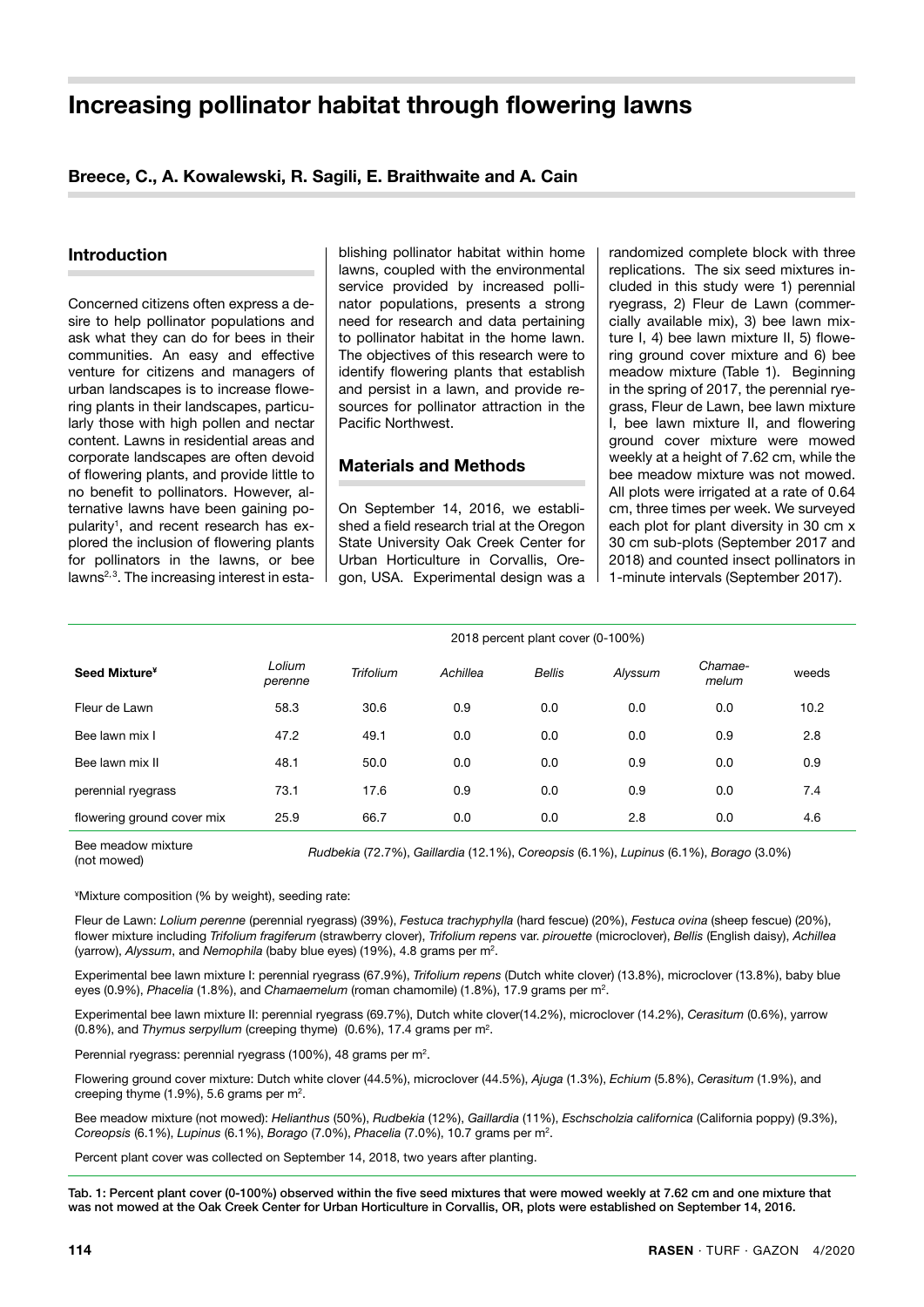# Increasing pollinator habitat through flowering lawns

**Breece, C., A. Kowalewski, R. Sagili, E. Braithwaite and A. Cain**

## Introduction

Concerned citizens often express a desire to help pollinator populations and ask what they can do for bees in their communities. An easy and effective venture for citizens and managers of urban landscapes is to increase flowering plants in their landscapes, particularly those with high pollen and nectar content. Lawns in residential areas and corporate landscapes are often devoid of flowering plants, and provide little to no benefit to pollinators. However, alternative lawns have been gaining popularity[1], and recent research has explored the inclusion of flowering plants for pollinators in the lawns, or bee lawns[2, 3]. The increasing interest in establishing pollinator habitat within home lawns, coupled with the environmental service provided by increased pollinator populations, presents a strong need for research and data pertaining to pollinator habitat in the home lawn. The objectives of this research were to identify flowering plants that establish and persist in a lawn, and provide resources for pollinator attraction in the Pacific Northwest.

## Materials and Methods

On September 14, 2016, we established a field research trial at the Oregon State University Oak Creek Center for Urban Horticulture in Corvallis, Oregon, USA. Experimental design was a randomized complete block with three replications. The six seed mixtures included in this study were 1) perennial ryegrass, 2) Fleur de Lawn (commercially available mix), 3) bee lawn mixture I, 4) bee lawn mixture II, 5) flowering ground cover mixture and 6) bee meadow mixture (Table 1). Beginning in the spring of 2017, the perennial ryegrass, Fleur de Lawn, bee lawn mixture I, bee lawn mixture II, and flowering ground cover mixture were mowed weekly at a height of 7.62 cm, while the bee meadow mixture was not mowed. All plots were irrigated at a rate of 0.64 cm, three times per week. We surveyed each plot for plant diversity in 30 cm x 30 cm sub-plots (September 2017 and 2018) and counted insect pollinators in 1-minute intervals (September 2017).

| | 2018 percent plant cover (0-100%) | | | | | | |
|---|---|---|---|---|---|---|---|
| **Seed Mixture[¥]** | *Lolium perenne* | *Trifolium* | *Achillea* | *Bellis* | *Alyssum* | *Chamaemelum* | weeds |
| Fleur de Lawn | 58.3 | 30.6 | 0.9 | 0.0 | 0.0 | 0.0 | 10.2 |
| Bee lawn mix I | 47.2 | 49.1 | 0.0 | 0.0 | 0.0 | 0.9 | 2.8 |
| Bee lawn mix II | 48.1 | 50.0 | 0.0 | 0.0 | 0.9 | 0.0 | 0.9 |
| perennial ryegrass | 73.1 | 17.6 | 0.9 | 0.0 | 0.9 | 0.0 | 7.4 |
| flowering ground cover mix | 25.9 | 66.7 | 0.0 | 0.0 | 2.8 | 0.0 | 4.6 |
| Bee meadow mixture (not mowed) | *Rudbekia* (72.7%), *Gaillardia* (12.1%), *Coreopsis* (6.1%), *Lupinus* (6.1%), *Borago* (3.0%) | | | | | | |

[¥]Mixture composition (% by weight), seeding rate:

Fleur de Lawn: *Lolium perenne* (perennial ryegrass) (39%), *Festuca trachyphylla* (hard fescue) (20%), *Festuca ovina* (sheep fescue) (20%), flower mixture including *Trifolium fragiferum* (strawberry clover), *Trifolium repens* var. *pirouette* (microclover), *Bellis* (English daisy), *Achillea* (yarrow), *Alyssum*, and *Nemophila* (baby blue eyes) (19%), 4.8 grams per m$^2$.

Experimental bee lawn mixture I: perennial ryegrass (67.9%), *Trifolium repens* (Dutch white clover) (13.8%), microclover (13.8%), baby blue eyes (0.9%), *Phacelia* (1.8%), and *Chamaemelum* (roman chamomile) (1.8%), 17.9 grams per m$^2$.

Experimental bee lawn mixture II: perennial ryegrass (69.7%), Dutch white clover(14.2%), microclover (14.2%), *Cerasitum* (0.6%), yarrow (0.8%), and *Thymus serpyllum* (creeping thyme) (0.6%), 17.4 grams per m$^2$.

Perennial ryegrass: perennial ryegrass (100%), 48 grams per m$^2$.

Flowering ground cover mixture: Dutch white clover (44.5%), microclover (44.5%), *Ajuga* (1.3%), *Echium* (5.8%), *Cerasitum* (1.9%), and creeping thyme (1.9%), 5.6 grams per m$^2$.

Bee meadow mixture (not mowed): *Helianthus* (50%), *Rudbekia* (12%), *Gaillardia* (11%), *Eschscholzia californica* (California poppy) (9.3%), *Coreopsis* (6.1%), *Lupinus* (6.1%), *Borago* (7.0%), *Phacelia* (7.0%), 10.7 grams per m$^2$.

Percent plant cover was collected on September 14, 2018, two years after planting.

**Tab. 1: Percent plant cover (0-100%) observed within the five seed mixtures that were mowed weekly at 7.62 cm and one mixture that was not mowed at the Oak Creek Center for Urban Horticulture in Corvallis, OR, plots were established on September 14, 2016.**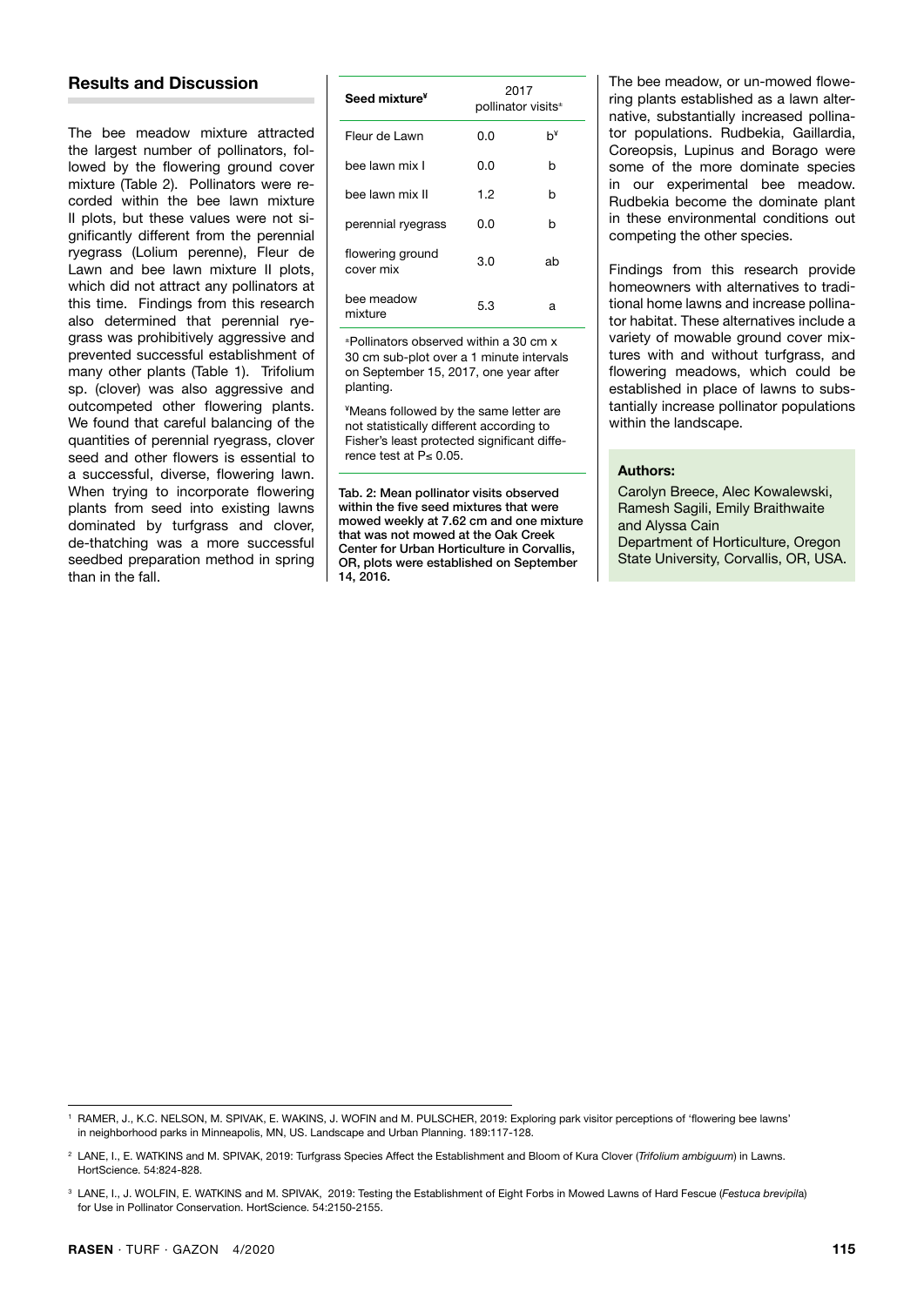## Results and Discussion

The bee meadow mixture attracted the largest number of pollinators, followed by the flowering ground cover mixture (Table 2). Pollinators were recorded within the bee lawn mixture II plots, but these values were not significantly different from the perennial ryegrass (Lolium perenne), Fleur de Lawn and bee lawn mixture II plots, which did not attract any pollinators at this time. Findings from this research also determined that perennial ryegrass was prohibitively aggressive and prevented successful establishment of many other plants (Table 1). Trifolium sp. (clover) was also aggressive and outcompeted other flowering plants. We found that careful balancing of the quantities of perennial ryegrass, clover seed and other flowers is essential to a successful, diverse, flowering lawn. When trying to incorporate flowering plants from seed into existing lawns dominated by turfgrass and clover, de-thatching was a more successful seedbed preparation method in spring than in the fall.

| Seed mixture[¥] | 2017 pollinator visits[±] | |
|---|---|---|
| Fleur de Lawn | 0.0 | b[¥] |
| bee lawn mix I | 0.0 | b |
| bee lawn mix II | 1.2 | b |
| perennial ryegrass | 0.0 | b |
| flowering ground cover mix | 3.0 | ab |
| bee meadow mixture | 5.3 | a |

[±]Pollinators observed within a 30 cm x 30 cm sub-plot over a 1 minute intervals on September 15, 2017, one year after planting.

[¥]Means followed by the same letter are not statistically different according to Fisher's least protected significant difference test at P≤ 0.05.

**Tab. 2: Mean pollinator visits observed within the five seed mixtures that were mowed weekly at 7.62 cm and one mixture that was not mowed at the Oak Creek Center for Urban Horticulture in Corvallis, OR, plots were established on September 14, 2016.**

The bee meadow, or un-mowed flowering plants established as a lawn alternative, substantially increased pollinator populations. Rudbekia, Gaillardia, Coreopsis, Lupinus and Borago were some of the more dominate species in our experimental bee meadow. Rudbekia become the dominate plant in these environmental conditions out competing the other species.

Findings from this research provide homeowners with alternatives to traditional home lawns and increase pollinator habitat. These alternatives include a variety of mowable ground cover mixtures with and without turfgrass, and flowering meadows, which could be established in place of lawns to substantially increase pollinator populations within the landscape.

### Authors:

Carolyn Breece, Alec Kowalewski, Ramesh Sagili, Emily Braithwaite and Alyssa Cain
Department of Horticulture, Oregon State University, Corvallis, OR, USA.

---

[1] RAMER, J., K.C. NELSON, M. SPIVAK, E. WAKINS, J. WOFIN and M. PULSCHER, 2019: Exploring park visitor perceptions of 'flowering bee lawns' in neighborhood parks in Minneapolis, MN, US. Landscape and Urban Planning. 189:117-128.

[2] LANE, I., E. WATKINS and M. SPIVAK, 2019: Turfgrass Species Affect the Establishment and Bloom of Kura Clover (*Trifolium ambiguum*) in Lawns. HortScience. 54:824-828.

[3] LANE, I., J. WOLFIN, E. WATKINS and M. SPIVAK, 2019: Testing the Establishment of Eight Forbs in Mowed Lawns of Hard Fescue (*Festuca brevipila*) for Use in Pollinator Conservation. HortScience. 54:2150-2155.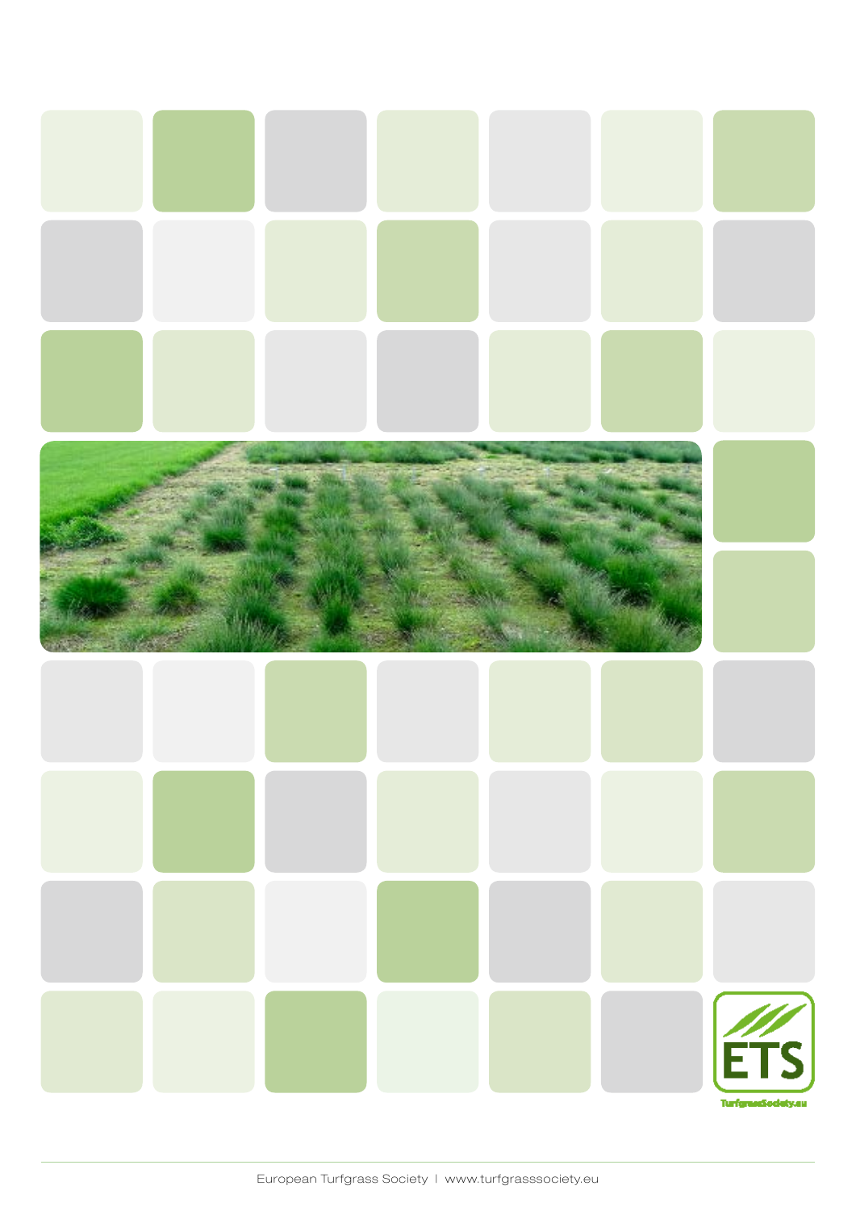ETS

TurfgrassSociety.eu

European Turfgrass Society | www.turfgrasssociety.eu